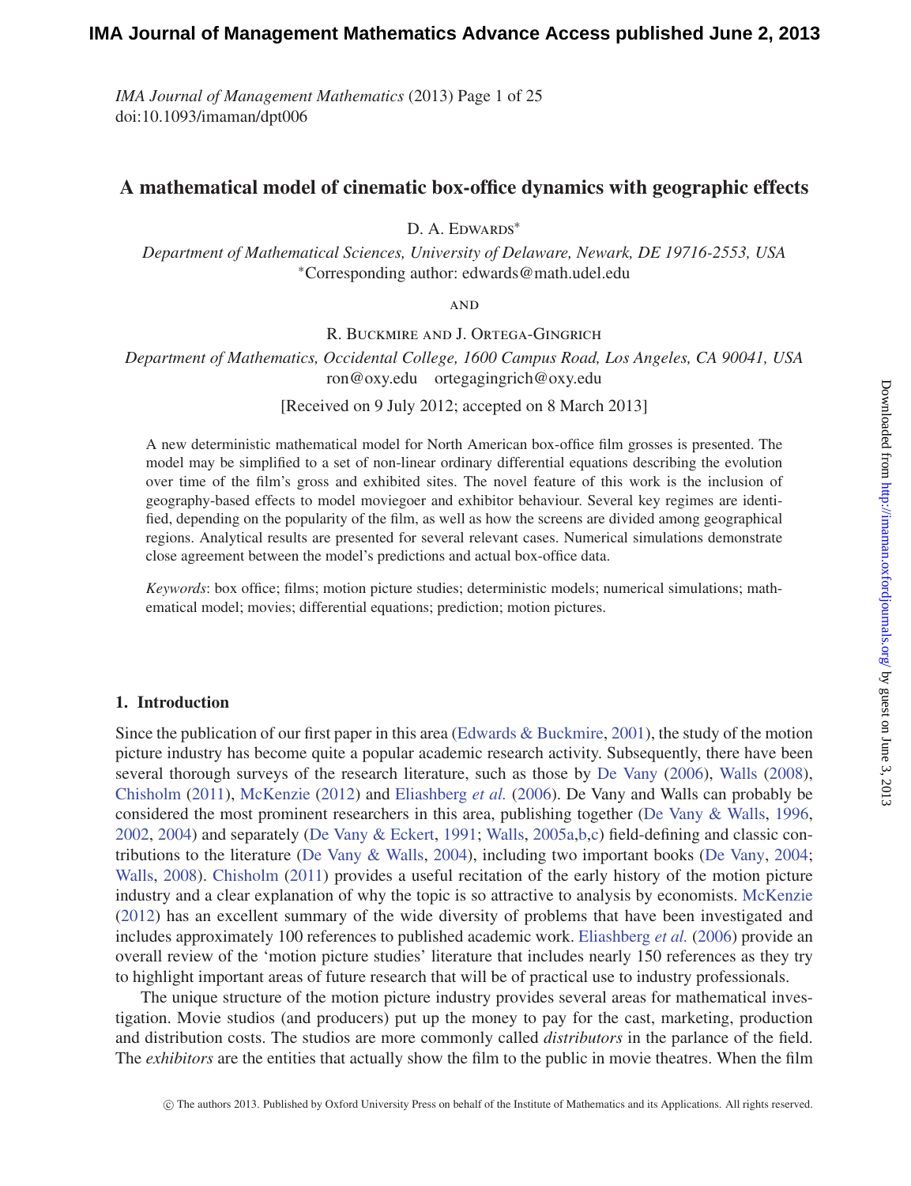# A mathematical model of cinematic box-office dynamics with geographic effects

D. A. Edwards*

*Department of Mathematical Sciences, University of Delaware, Newark, DE 19716-2553, USA*
*Corresponding author: edwards@math.udel.edu

AND

R. Buckmire and J. Ortega-Gingrich

*Department of Mathematics, Occidental College, 1600 Campus Road, Los Angeles, CA 90041, USA*
ron@oxy.edu ortegagingrich@oxy.edu

[Received on 9 July 2012; accepted on 8 March 2013]

A new deterministic mathematical model for North American box-office film grosses is presented. The model may be simplified to a set of non-linear ordinary differential equations describing the evolution over time of the film's gross and exhibited sites. The novel feature of this work is the inclusion of geography-based effects to model moviegoer and exhibitor behaviour. Several key regimes are identified, depending on the popularity of the film, as well as how the screens are divided among geographical regions. Analytical results are presented for several relevant cases. Numerical simulations demonstrate close agreement between the model's predictions and actual box-office data.

*Keywords*: box office; films; motion picture studies; deterministic models; numerical simulations; mathematical model; movies; differential equations; prediction; motion pictures.

## 1. Introduction

Since the publication of our first paper in this area (Edwards & Buckmire, 2001), the study of the motion picture industry has become quite a popular academic research activity. Subsequently, there have been several thorough surveys of the research literature, such as those by De Vany (2006), Walls (2008), Chisholm (2011), McKenzie (2012) and Eliashberg *et al.* (2006). De Vany and Walls can probably be considered the most prominent researchers in this area, publishing together (De Vany & Walls, 1996, 2002, 2004) and separately (De Vany & Eckert, 1991; Walls, 2005a,b,c) field-defining and classic contributions to the literature (De Vany & Walls, 2004), including two important books (De Vany, 2004; Walls, 2008). Chisholm (2011) provides a useful recitation of the early history of the motion picture industry and a clear explanation of why the topic is so attractive to analysis by economists. McKenzie (2012) has an excellent summary of the wide diversity of problems that have been investigated and includes approximately 100 references to published academic work. Eliashberg *et al.* (2006) provide an overall review of the 'motion picture studies' literature that includes nearly 150 references as they try to highlight important areas of future research that will be of practical use to industry professionals.

The unique structure of the motion picture industry provides several areas for mathematical investigation. Movie studios (and producers) put up the money to pay for the cast, marketing, production and distribution costs. The studios are more commonly called *distributors* in the parlance of the field. The *exhibitors* are the entities that actually show the film to the public in movie theatres. When the film

© The authors 2013. Published by Oxford University Press on behalf of the Institute of Mathematics and its Applications. All rights reserved.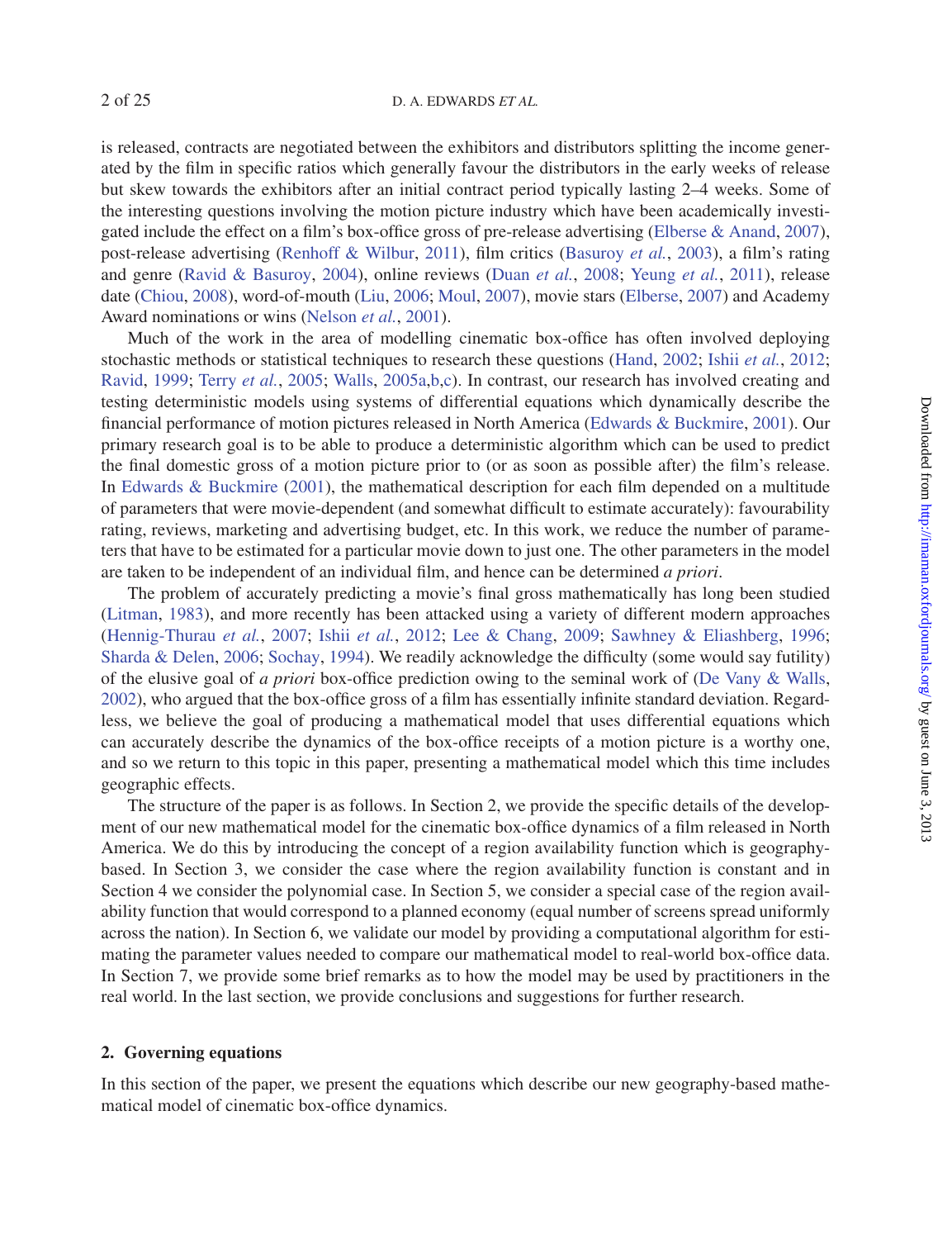is released, contracts are negotiated between the exhibitors and distributors splitting the income generated by the film in specific ratios which generally favour the distributors in the early weeks of release but skew towards the exhibitors after an initial contract period typically lasting 2–4 weeks. Some of the interesting questions involving the motion picture industry which have been academically investigated include the effect on a film's box-office gross of pre-release advertising (Elberse & Anand, 2007), post-release advertising (Renhoff & Wilbur, 2011), film critics (Basuroy *et al.*, 2003), a film's rating and genre (Ravid & Basuroy, 2004), online reviews (Duan *et al.*, 2008; Yeung *et al.*, 2011), release date (Chiou, 2008), word-of-mouth (Liu, 2006; Moul, 2007), movie stars (Elberse, 2007) and Academy Award nominations or wins (Nelson *et al.*, 2001).

Much of the work in the area of modelling cinematic box-office has often involved deploying stochastic methods or statistical techniques to research these questions (Hand, 2002; Ishii *et al.*, 2012; Ravid, 1999; Terry *et al.*, 2005; Walls, 2005a,b,c). In contrast, our research has involved creating and testing deterministic models using systems of differential equations which dynamically describe the financial performance of motion pictures released in North America (Edwards & Buckmire, 2001). Our primary research goal is to be able to produce a deterministic algorithm which can be used to predict the final domestic gross of a motion picture prior to (or as soon as possible after) the film's release. In Edwards & Buckmire (2001), the mathematical description for each film depended on a multitude of parameters that were movie-dependent (and somewhat difficult to estimate accurately): favourability rating, reviews, marketing and advertising budget, etc. In this work, we reduce the number of parameters that have to be estimated for a particular movie down to just one. The other parameters in the model are taken to be independent of an individual film, and hence can be determined *a priori*.

The problem of accurately predicting a movie's final gross mathematically has long been studied (Litman, 1983), and more recently has been attacked using a variety of different modern approaches (Hennig-Thurau *et al.*, 2007; Ishii *et al.*, 2012; Lee & Chang, 2009; Sawhney & Eliashberg, 1996; Sharda & Delen, 2006; Sochay, 1994). We readily acknowledge the difficulty (some would say futility) of the elusive goal of *a priori* box-office prediction owing to the seminal work of (De Vany & Walls, 2002), who argued that the box-office gross of a film has essentially infinite standard deviation. Regardless, we believe the goal of producing a mathematical model that uses differential equations which can accurately describe the dynamics of the box-office receipts of a motion picture is a worthy one, and so we return to this topic in this paper, presenting a mathematical model which this time includes geographic effects.

The structure of the paper is as follows. In Section 2, we provide the specific details of the development of our new mathematical model for the cinematic box-office dynamics of a film released in North America. We do this by introducing the concept of a region availability function which is geography-based. In Section 3, we consider the case where the region availability function is constant and in Section 4 we consider the polynomial case. In Section 5, we consider a special case of the region availability function that would correspond to a planned economy (equal number of screens spread uniformly across the nation). In Section 6, we validate our model by providing a computational algorithm for estimating the parameter values needed to compare our mathematical model to real-world box-office data. In Section 7, we provide some brief remarks as to how the model may be used by practitioners in the real world. In the last section, we provide conclusions and suggestions for further research.

## 2. Governing equations

In this section of the paper, we present the equations which describe our new geography-based mathematical model of cinematic box-office dynamics.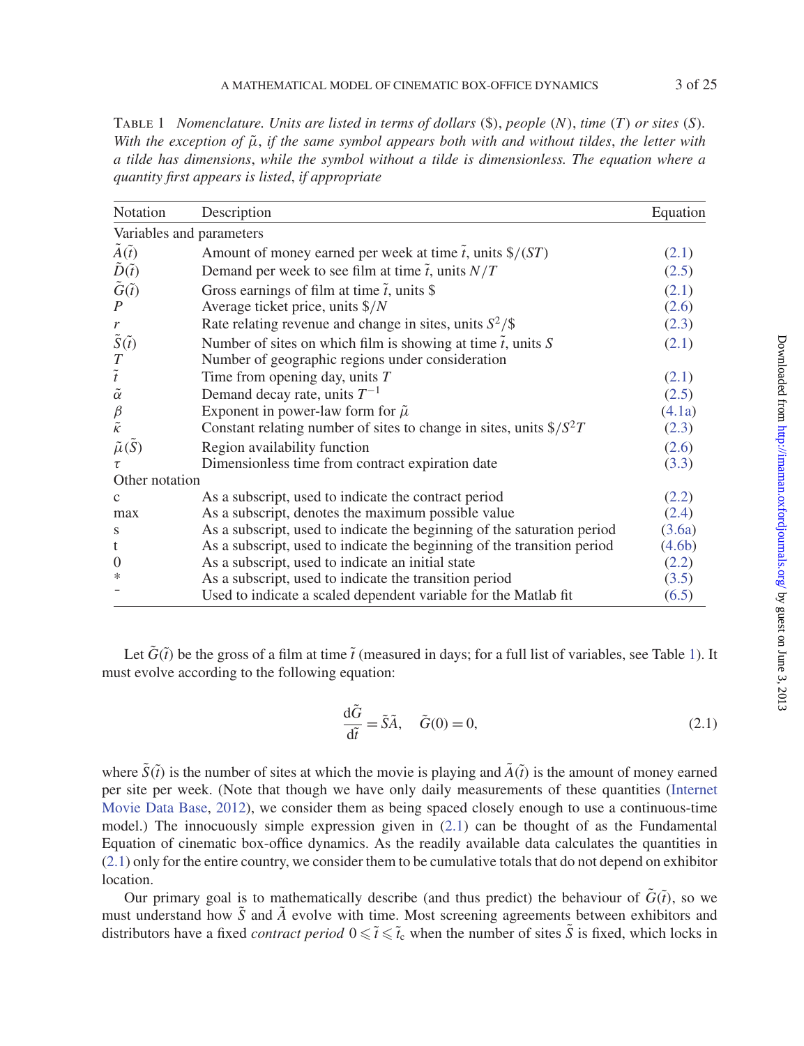TABLE 1 *Nomenclature. Units are listed in terms of dollars* (\$), *people* ($N$), *time* ($T$) *or sites* ($S$). *With the exception of* $\tilde{\mu}$, *if the same symbol appears both with and without tildes, the letter with a tilde has dimensions, while the symbol without a tilde is dimensionless. The equation where a quantity first appears is listed, if appropriate*

| Notation | Description | Equation |
|---|---|---|
| Variables and parameters | | |
| $\tilde{A}(\tilde{t})$ | Amount of money earned per week at time $\tilde{t}$, units $\$/(ST)$ | (2.1) |
| $\tilde{D}(\tilde{t})$ | Demand per week to see film at time $\tilde{t}$, units $N/T$ | (2.5) |
| $\tilde{G}(\tilde{t})$ | Gross earnings of film at time $\tilde{t}$, units \$ | (2.1) |
| $P$ | Average ticket price, units $\$/N$ | (2.6) |
| $r$ | Rate relating revenue and change in sites, units $S^2/\$$ | (2.3) |
| $\tilde{S}(\tilde{t})$ | Number of sites on which film is showing at time $\tilde{t}$, units $S$ | (2.1) |
| $T$ | Number of geographic regions under consideration | |
| $\tilde{t}$ | Time from opening day, units $T$ | (2.1) |
| $\tilde{\alpha}$ | Demand decay rate, units $T^{-1}$ | (2.5) |
| $\beta$ | Exponent in power-law form for $\tilde{\mu}$ | (4.1a) |
| $\tilde{\kappa}$ | Constant relating number of sites to change in sites, units $\$/S^2T$ | (2.3) |
| $\tilde{\mu}(\tilde{S})$ | Region availability function | (2.6) |
| $\tau$ | Dimensionless time from contract expiration date | (3.3) |
| Other notation | | |
| c | As a subscript, used to indicate the contract period | (2.2) |
| max | As a subscript, denotes the maximum possible value | (2.4) |
| s | As a subscript, used to indicate the beginning of the saturation period | (3.6a) |
| t | As a subscript, used to indicate the beginning of the transition period | (4.6b) |
| 0 | As a subscript, used to indicate an initial state | (2.2) |
| * | As a subscript, used to indicate the transition period | (3.5) |
| $\bar{}$ | Used to indicate a scaled dependent variable for the Matlab fit | (6.5) |

Let $\tilde{G}(\tilde{t})$ be the gross of a film at time $\tilde{t}$ (measured in days; for a full list of variables, see Table 1). It must evolve according to the following equation:

$$\frac{d\tilde{G}}{d\tilde{t}} = \tilde{S}\tilde{A}, \quad \tilde{G}(0) = 0, \tag{2.1}$$

where $\tilde{S}(\tilde{t})$ is the number of sites at which the movie is playing and $\tilde{A}(\tilde{t})$ is the amount of money earned per site per week. (Note that though we have only daily measurements of these quantities (Internet Movie Data Base, 2012), we consider them as being spaced closely enough to use a continuous-time model.) The innocuously simple expression given in (2.1) can be thought of as the Fundamental Equation of cinematic box-office dynamics. As the readily available data calculates the quantities in (2.1) only for the entire country, we consider them to be cumulative totals that do not depend on exhibitor location.

Our primary goal is to mathematically describe (and thus predict) the behaviour of $\tilde{G}(\tilde{t})$, so we must understand how $\tilde{S}$ and $\tilde{A}$ evolve with time. Most screening agreements between exhibitors and distributors have a fixed *contract period* $0 \leqslant \tilde{t} \leqslant \tilde{t}_c$ when the number of sites $\tilde{S}$ is fixed, which locks in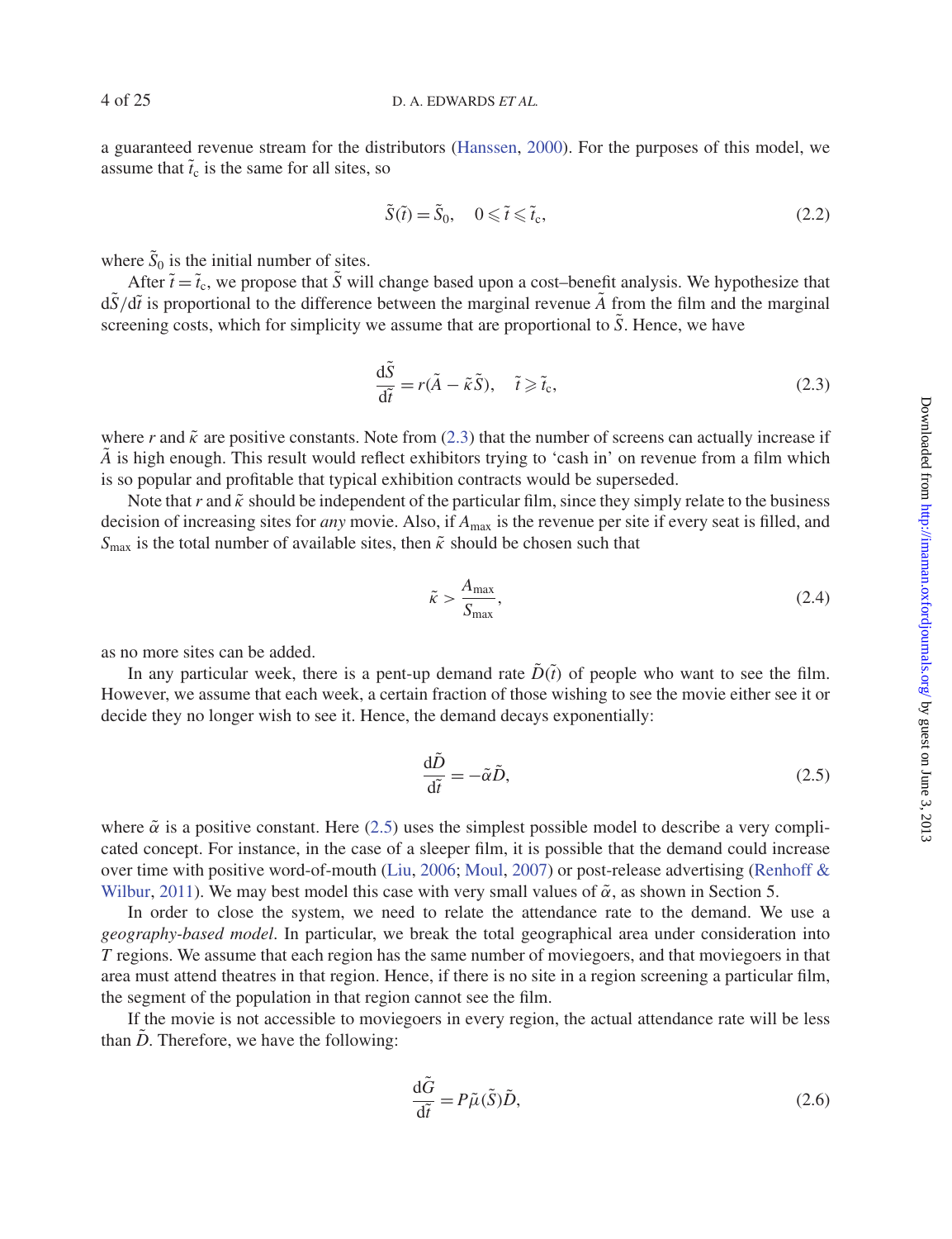a guaranteed revenue stream for the distributors (Hanssen, 2000). For the purposes of this model, we assume that $\tilde{t}_c$ is the same for all sites, so

$$\tilde{S}(\tilde{t}) = \tilde{S}_0, \quad 0 \leqslant \tilde{t} \leqslant \tilde{t}_c, \tag{2.2}$$

where $\tilde{S}_0$ is the initial number of sites.

After $\tilde{t} = \tilde{t}_c$, we propose that $\tilde{S}$ will change based upon a cost–benefit analysis. We hypothesize that $d\tilde{S}/d\tilde{t}$ is proportional to the difference between the marginal revenue $\tilde{A}$ from the film and the marginal screening costs, which for simplicity we assume that are proportional to $\tilde{S}$. Hence, we have

$$\frac{d\tilde{S}}{d\tilde{t}} = r(\tilde{A} - \tilde{\kappa}\tilde{S}), \quad \tilde{t} \geqslant \tilde{t}_c, \tag{2.3}$$

where $r$ and $\tilde{\kappa}$ are positive constants. Note from (2.3) that the number of screens can actually increase if $\tilde{A}$ is high enough. This result would reflect exhibitors trying to 'cash in' on revenue from a film which is so popular and profitable that typical exhibition contracts would be superseded.

Note that $r$ and $\tilde{\kappa}$ should be independent of the particular film, since they simply relate to the business decision of increasing sites for *any* movie. Also, if $A_{\max}$ is the revenue per site if every seat is filled, and $S_{\max}$ is the total number of available sites, then $\tilde{\kappa}$ should be chosen such that

$$\tilde{\kappa} > \frac{A_{\max}}{S_{\max}}, \tag{2.4}$$

as no more sites can be added.

In any particular week, there is a pent-up demand rate $\tilde{D}(\tilde{t})$ of people who want to see the film. However, we assume that each week, a certain fraction of those wishing to see the movie either see it or decide they no longer wish to see it. Hence, the demand decays exponentially:

$$\frac{d\tilde{D}}{d\tilde{t}} = -\tilde{\alpha}\tilde{D}, \tag{2.5}$$

where $\tilde{\alpha}$ is a positive constant. Here (2.5) uses the simplest possible model to describe a very complicated concept. For instance, in the case of a sleeper film, it is possible that the demand could increase over time with positive word-of-mouth (Liu, 2006; Moul, 2007) or post-release advertising (Renhoff & Wilbur, 2011). We may best model this case with very small values of $\tilde{\alpha}$, as shown in Section 5.

In order to close the system, we need to relate the attendance rate to the demand. We use a *geography-based model*. In particular, we break the total geographical area under consideration into $T$ regions. We assume that each region has the same number of moviegoers, and that moviegoers in that area must attend theatres in that region. Hence, if there is no site in a region screening a particular film, the segment of the population in that region cannot see the film.

If the movie is not accessible to moviegoers in every region, the actual attendance rate will be less than $\tilde{D}$. Therefore, we have the following:

$$\frac{d\tilde{G}}{d\tilde{t}} = P\tilde{\mu}(\tilde{S})\tilde{D}, \tag{2.6}$$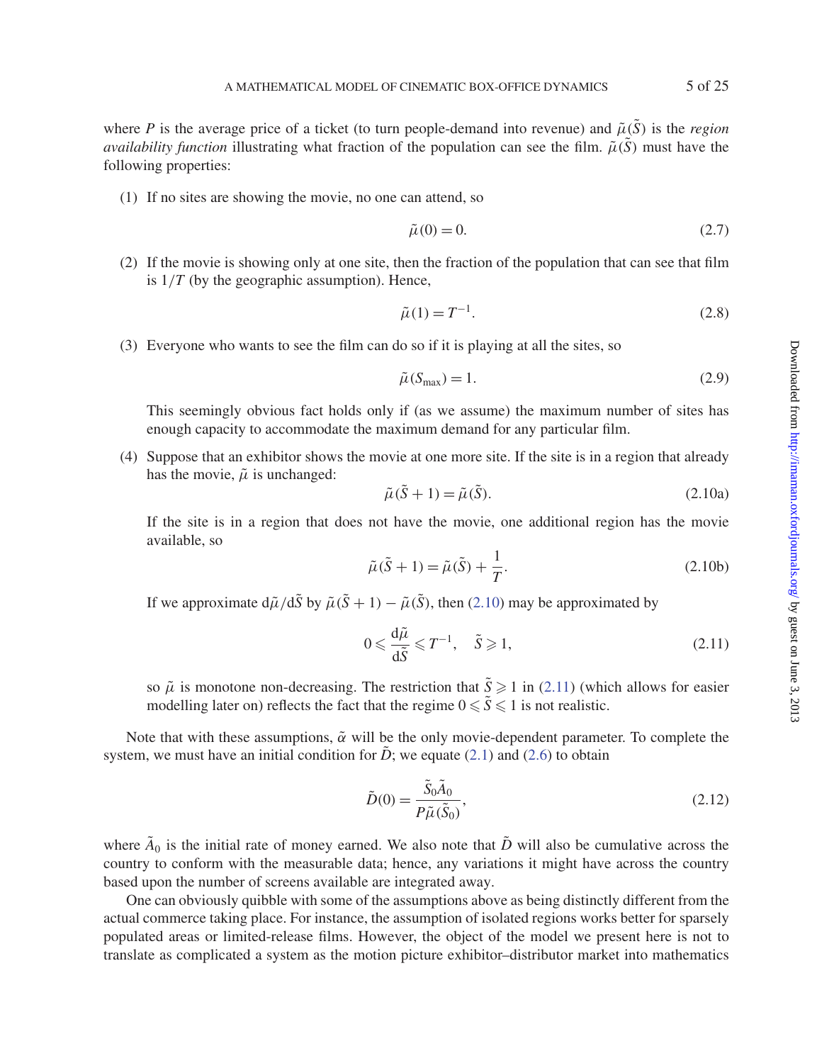where $P$ is the average price of a ticket (to turn people-demand into revenue) and $\tilde{\mu}(\tilde{S})$ is the *region availability function* illustrating what fraction of the population can see the film. $\tilde{\mu}(\tilde{S})$ must have the following properties:

(1) If no sites are showing the movie, no one can attend, so

$$\tilde{\mu}(0) = 0. \tag{2.7}$$

(2) If the movie is showing only at one site, then the fraction of the population that can see that film is $1/T$ (by the geographic assumption). Hence,

$$\tilde{\mu}(1) = T^{-1}. \tag{2.8}$$

(3) Everyone who wants to see the film can do so if it is playing at all the sites, so

$$\tilde{\mu}(S_{\max}) = 1. \tag{2.9}$$

This seemingly obvious fact holds only if (as we assume) the maximum number of sites has enough capacity to accommodate the maximum demand for any particular film.

(4) Suppose that an exhibitor shows the movie at one more site. If the site is in a region that already has the movie, $\tilde{\mu}$ is unchanged:

$$\tilde{\mu}(\tilde{S} + 1) = \tilde{\mu}(\tilde{S}). \tag{2.10a}$$

If the site is in a region that does not have the movie, one additional region has the movie available, so

$$\tilde{\mu}(\tilde{S} + 1) = \tilde{\mu}(\tilde{S}) + \frac{1}{T}. \tag{2.10b}$$

If we approximate $\mathrm{d}\tilde{\mu}/\mathrm{d}\tilde{S}$ by $\tilde{\mu}(\tilde{S} + 1) - \tilde{\mu}(\tilde{S})$, then (2.10) may be approximated by

$$0 \leqslant \frac{\mathrm{d}\tilde{\mu}}{\mathrm{d}\tilde{S}} \leqslant T^{-1}, \quad \tilde{S} \geqslant 1, \tag{2.11}$$

so $\tilde{\mu}$ is monotone non-decreasing. The restriction that $\tilde{S} \geqslant 1$ in (2.11) (which allows for easier modelling later on) reflects the fact that the regime $0 \leqslant \tilde{S} \leqslant 1$ is not realistic.

Note that with these assumptions, $\tilde{\alpha}$ will be the only movie-dependent parameter. To complete the system, we must have an initial condition for $\tilde{D}$; we equate (2.1) and (2.6) to obtain

$$\tilde{D}(0) = \frac{\tilde{S}_0 \tilde{A}_0}{P \tilde{\mu}(\tilde{S}_0)}, \tag{2.12}$$

where $\tilde{A}_0$ is the initial rate of money earned. We also note that $\tilde{D}$ will also be cumulative across the country to conform with the measurable data; hence, any variations it might have across the country based upon the number of screens available are integrated away.

One can obviously quibble with some of the assumptions above as being distinctly different from the actual commerce taking place. For instance, the assumption of isolated regions works better for sparsely populated areas or limited-release films. However, the object of the model we present here is not to translate as complicated a system as the motion picture exhibitor–distributor market into mathematics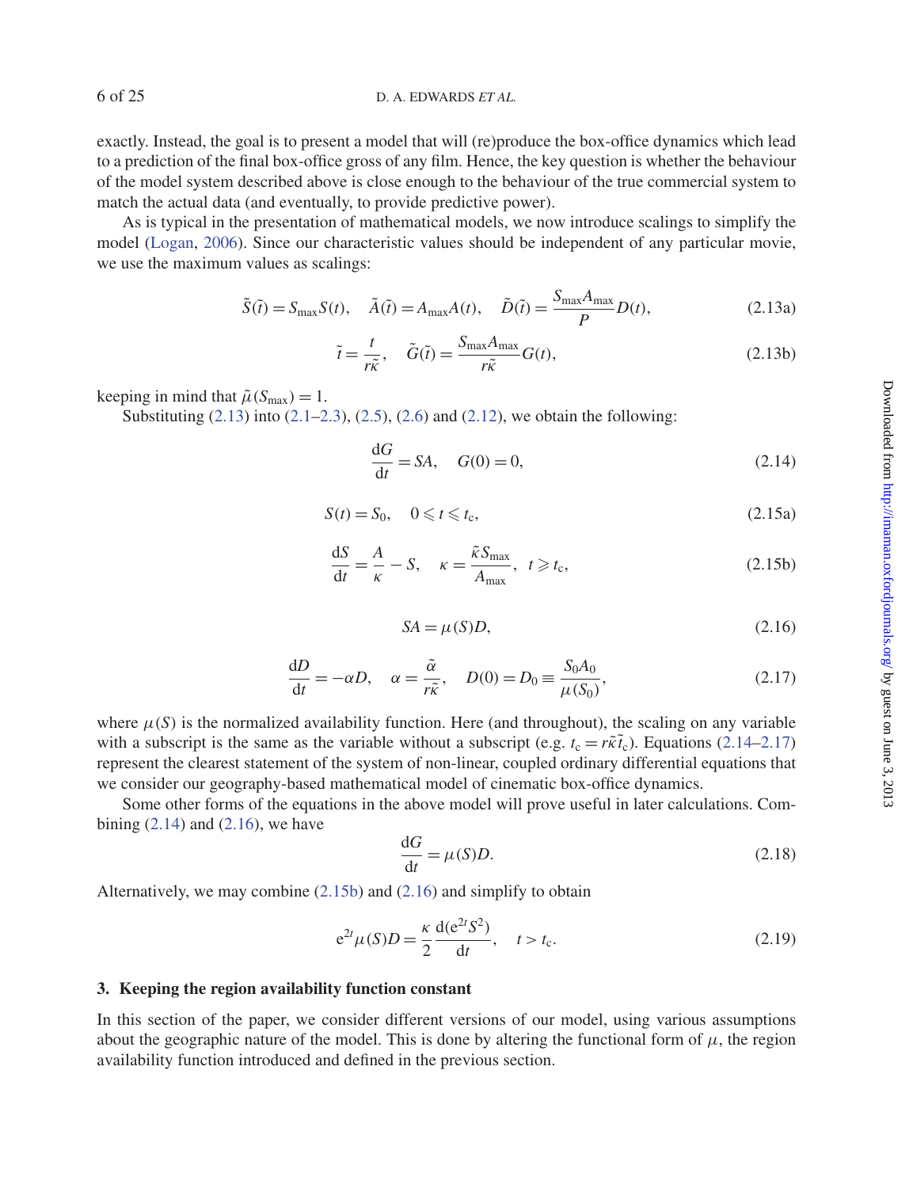exactly. Instead, the goal is to present a model that will (re)produce the box-office dynamics which lead to a prediction of the final box-office gross of any film. Hence, the key question is whether the behaviour of the model system described above is close enough to the behaviour of the true commercial system to match the actual data (and eventually, to provide predictive power).

As is typical in the presentation of mathematical models, we now introduce scalings to simplify the model (Logan, 2006). Since our characteristic values should be independent of any particular movie, we use the maximum values as scalings:

$$\tilde{S}(\tilde{t}) = S_{\max} S(t), \quad \tilde{A}(\tilde{t}) = A_{\max} A(t), \quad \tilde{D}(\tilde{t}) = \frac{S_{\max} A_{\max}}{P} D(t), \tag{2.13a}$$

$$\tilde{t} = \frac{t}{r\tilde{\kappa}}, \quad \tilde{G}(\tilde{t}) = \frac{S_{\max} A_{\max}}{r\tilde{\kappa}} G(t), \tag{2.13b}$$

keeping in mind that $\tilde{\mu}(S_{\max}) = 1$.

Substituting (2.13) into (2.1–2.3), (2.5), (2.6) and (2.12), we obtain the following:

$$\frac{\mathrm{d}G}{\mathrm{d}t} = SA, \quad G(0) = 0, \tag{2.14}$$

$$S(t) = S_0, \quad 0 \leqslant t \leqslant t_c, \tag{2.15a}$$

$$\frac{\mathrm{d}S}{\mathrm{d}t} = \frac{A}{\kappa} - S, \quad \kappa = \frac{\tilde{\kappa} S_{\max}}{A_{\max}}, \quad t \geqslant t_c, \tag{2.15b}$$

$$SA = \mu(S) D, \tag{2.16}$$

$$\frac{\mathrm{d}D}{\mathrm{d}t} = -\alpha D, \quad \alpha = \frac{\tilde{\alpha}}{r\tilde{\kappa}}, \quad D(0) = D_0 \equiv \frac{S_0 A_0}{\mu(S_0)}, \tag{2.17}$$

where $\mu(S)$ is the normalized availability function. Here (and throughout), the scaling on any variable with a subscript is the same as the variable without a subscript (e.g. $t_c = r\tilde{\kappa}\tilde{t}_c$). Equations (2.14–2.17) represent the clearest statement of the system of non-linear, coupled ordinary differential equations that we consider our geography-based mathematical model of cinematic box-office dynamics.

Some other forms of the equations in the above model will prove useful in later calculations. Combining (2.14) and (2.16), we have

$$\frac{\mathrm{d}G}{\mathrm{d}t} = \mu(S) D. \tag{2.18}$$

Alternatively, we may combine (2.15b) and (2.16) and simplify to obtain

$$\mathrm{e}^{2t} \mu(S) D = \frac{\kappa}{2} \frac{\mathrm{d}(\mathrm{e}^{2t} S^2)}{\mathrm{d}t}, \quad t > t_c. \tag{2.19}$$

## 3. Keeping the region availability function constant

In this section of the paper, we consider different versions of our model, using various assumptions about the geographic nature of the model. This is done by altering the functional form of $\mu$, the region availability function introduced and defined in the previous section.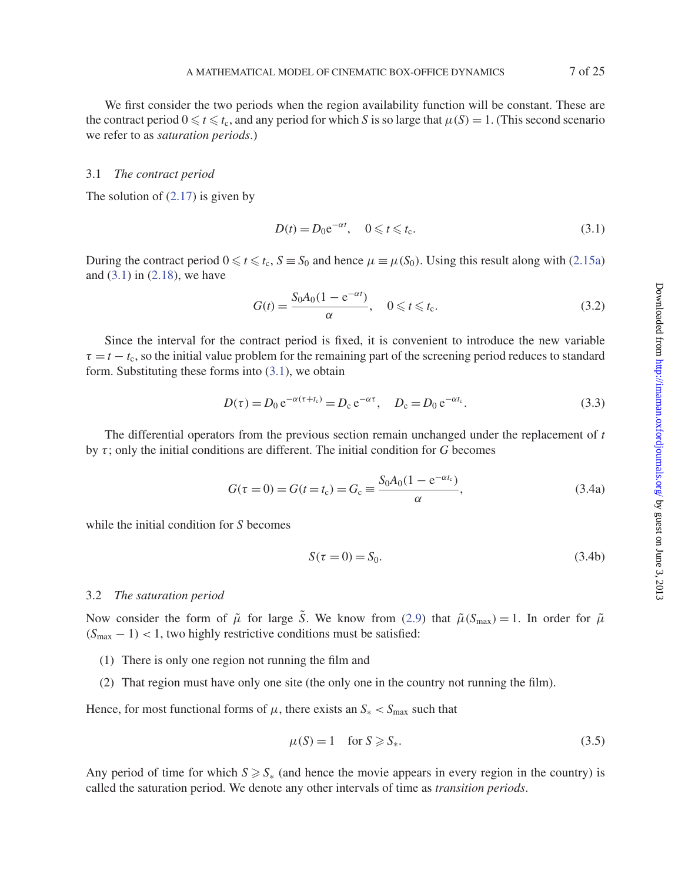We first consider the two periods when the region availability function will be constant. These are the contract period $0 \leqslant t \leqslant t_c$, and any period for which $S$ is so large that $\mu(S) = 1$. (This second scenario we refer to as *saturation periods*.)

### 3.1 *The contract period*

The solution of (2.17) is given by

$$D(t) = D_0 e^{-\alpha t}, \quad 0 \leqslant t \leqslant t_c. \tag{3.1}$$

During the contract period $0 \leqslant t \leqslant t_c$, $S \equiv S_0$ and hence $\mu \equiv \mu(S_0)$. Using this result along with (2.15a) and (3.1) in (2.18), we have

$$G(t) = \frac{S_0 A_0 (1 - e^{-\alpha t})}{\alpha}, \quad 0 \leqslant t \leqslant t_c. \tag{3.2}$$

Since the interval for the contract period is fixed, it is convenient to introduce the new variable $\tau = t - t_c$, so the initial value problem for the remaining part of the screening period reduces to standard form. Substituting these forms into (3.1), we obtain

$$D(\tau) = D_0 e^{-\alpha(\tau + t_c)} = D_c e^{-\alpha \tau}, \quad D_c = D_0 e^{-\alpha t_c}. \tag{3.3}$$

The differential operators from the previous section remain unchanged under the replacement of $t$ by $\tau$; only the initial conditions are different. The initial condition for $G$ becomes

$$G(\tau = 0) = G(t = t_c) = G_c \equiv \frac{S_0 A_0 (1 - e^{-\alpha t_c})}{\alpha}, \tag{3.4a}$$

while the initial condition for $S$ becomes

$$S(\tau = 0) = S_0. \tag{3.4b}$$

### 3.2 *The saturation period*

Now consider the form of $\tilde{\mu}$ for large $\tilde{S}$. We know from (2.9) that $\tilde{\mu}(S_{\max}) = 1$. In order for $\tilde{\mu}$ $(S_{\max} - 1) < 1$, two highly restrictive conditions must be satisfied:

1. There is only one region not running the film and
2. That region must have only one site (the only one in the country not running the film).

Hence, for most functional forms of $\mu$, there exists an $S_* < S_{\max}$ such that

$$\mu(S) = 1 \quad \text{for } S \geqslant S_*. \tag{3.5}$$

Any period of time for which $S \geqslant S_*$ (and hence the movie appears in every region in the country) is called the saturation period. We denote any other intervals of time as *transition periods*.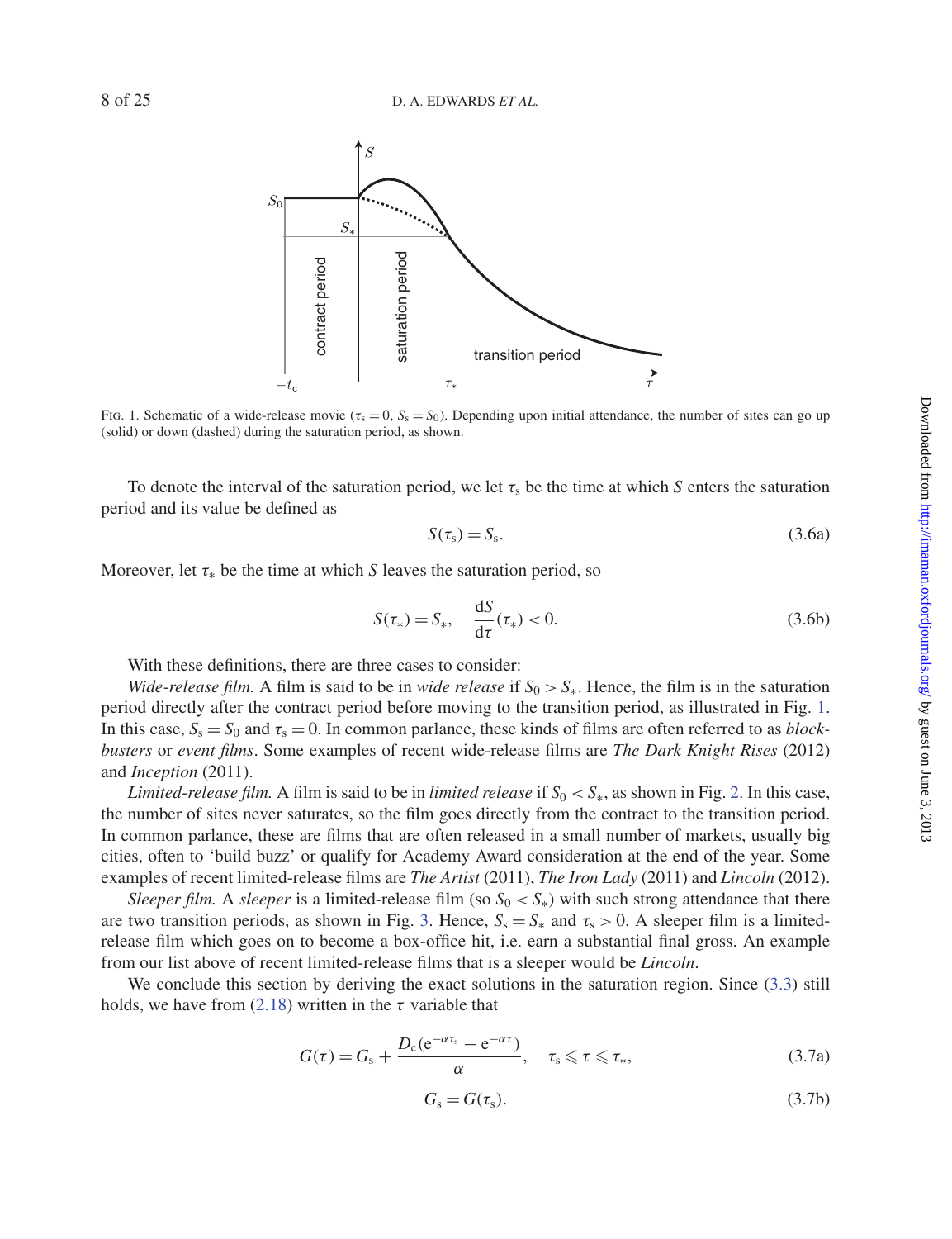FIG. 1. Schematic of a wide-release movie ($\tau_s = 0$, $S_s = S_0$). Depending upon initial attendance, the number of sites can go up (solid) or down (dashed) during the saturation period, as shown.

To denote the interval of the saturation period, we let $\tau_s$ be the time at which $S$ enters the saturation period and its value be defined as

$$S(\tau_s) = S_s. \tag{3.6a}$$

Moreover, let $\tau_*$ be the time at which $S$ leaves the saturation period, so

$$S(\tau_*) = S_*, \quad \frac{dS}{d\tau}(\tau_*) < 0. \tag{3.6b}$$

With these definitions, there are three cases to consider:

*Wide-release film.* A film is said to be in *wide release* if $S_0 > S_*$. Hence, the film is in the saturation period directly after the contract period before moving to the transition period, as illustrated in Fig. 1. In this case, $S_s = S_0$ and $\tau_s = 0$. In common parlance, these kinds of films are often referred to as *blockbusters* or *event films*. Some examples of recent wide-release films are *The Dark Knight Rises* (2012) and *Inception* (2011).

*Limited-release film.* A film is said to be in *limited release* if $S_0 < S_*$, as shown in Fig. 2. In this case, the number of sites never saturates, so the film goes directly from the contract to the transition period. In common parlance, these are films that are often released in a small number of markets, usually big cities, often to 'build buzz' or qualify for Academy Award consideration at the end of the year. Some examples of recent limited-release films are *The Artist* (2011), *The Iron Lady* (2011) and *Lincoln* (2012).

*Sleeper film.* A *sleeper* is a limited-release film (so $S_0 < S_*$) with such strong attendance that there are two transition periods, as shown in Fig. 3. Hence, $S_s = S_*$ and $\tau_s > 0$. A sleeper film is a limited-release film which goes on to become a box-office hit, i.e. earn a substantial final gross. An example from our list above of recent limited-release films that is a sleeper would be *Lincoln*.

We conclude this section by deriving the exact solutions in the saturation region. Since (3.3) still holds, we have from (2.18) written in the $\tau$ variable that

$$G(\tau) = G_s + \frac{D_c(e^{-\alpha\tau_s} - e^{-\alpha\tau})}{\alpha}, \quad \tau_s \leqslant \tau \leqslant \tau_*, \tag{3.7a}$$

$$G_s = G(\tau_s). \tag{3.7b}$$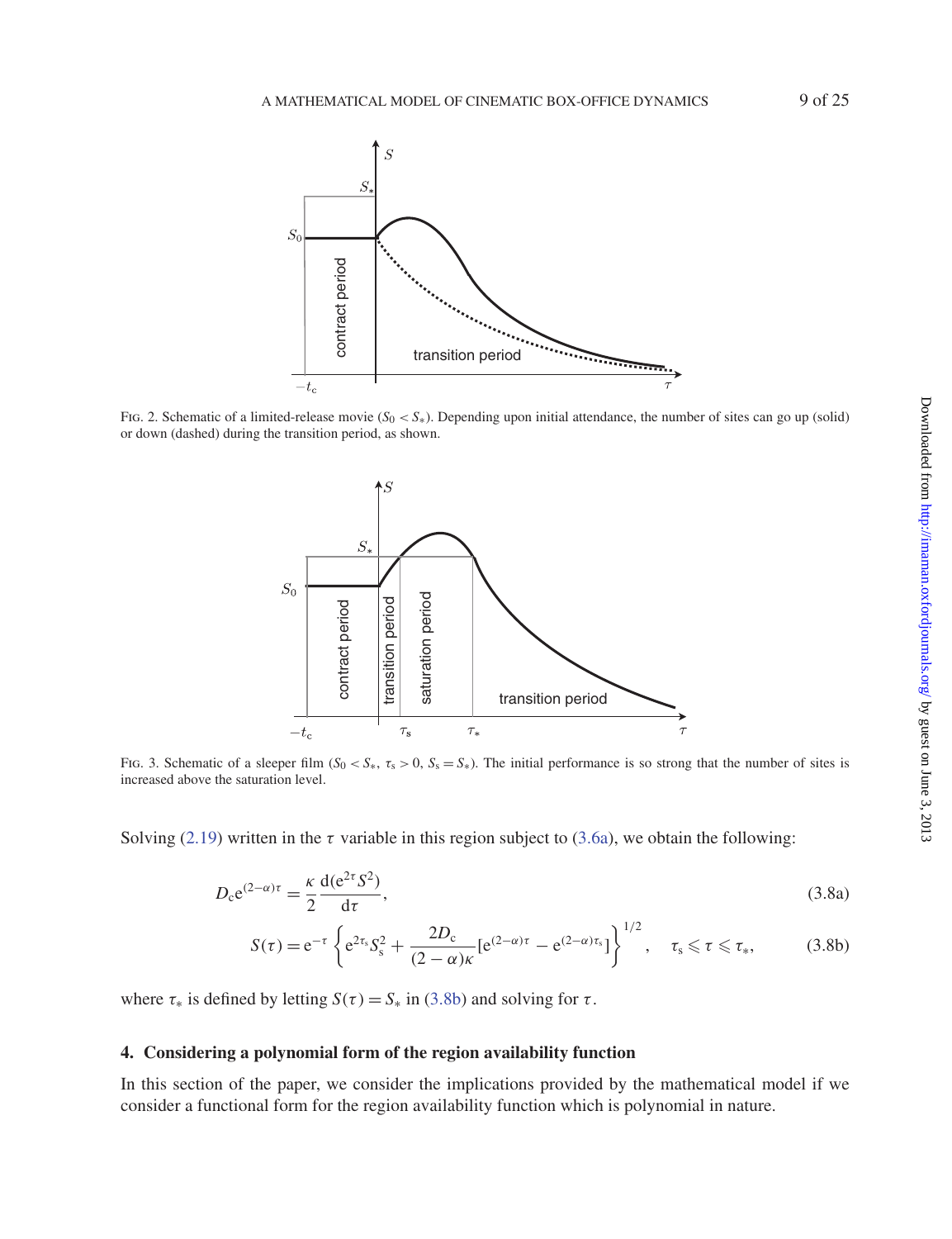FIG. 2. Schematic of a limited-release movie ($S_0 < S_*$). Depending upon initial attendance, the number of sites can go up (solid) or down (dashed) during the transition period, as shown.

FIG. 3. Schematic of a sleeper film ($S_0 < S_*$, $\tau_s > 0$, $S_s = S_*$). The initial performance is so strong that the number of sites is increased above the saturation level.

Solving (2.19) written in the $\tau$ variable in this region subject to (3.6a), we obtain the following:

$$D_c e^{(2-\alpha)\tau} = \frac{\kappa}{2}\frac{d(e^{2\tau}S^2)}{d\tau}, \tag{3.8a}$$

$$S(\tau) = e^{-\tau}\left\{e^{2\tau_s}S_s^2 + \frac{2D_c}{(2-\alpha)\kappa}[e^{(2-\alpha)\tau} - e^{(2-\alpha)\tau_s}]\right\}^{1/2}, \quad \tau_s \leqslant \tau \leqslant \tau_*, \tag{3.8b}$$

where $\tau_*$ is defined by letting $S(\tau) = S_*$ in (3.8b) and solving for $\tau$.

## 4. Considering a polynomial form of the region availability function

In this section of the paper, we consider the implications provided by the mathematical model if we consider a functional form for the region availability function which is polynomial in nature.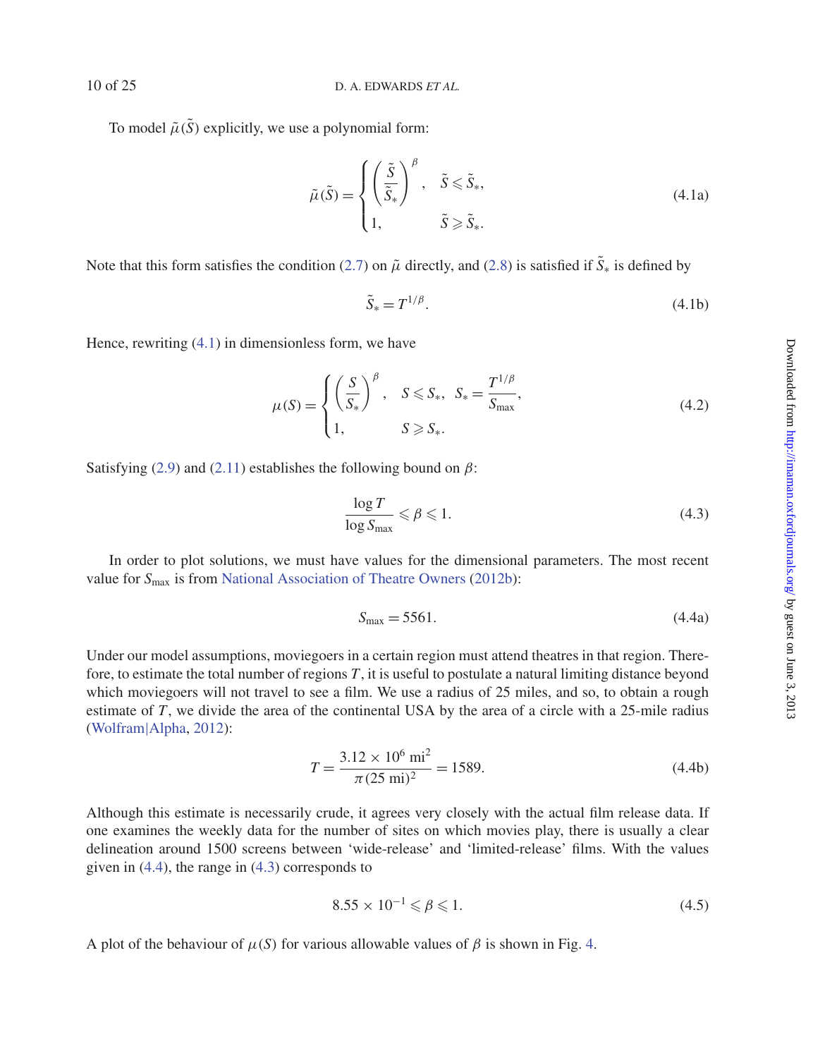To model $\tilde{\mu}(\tilde{S})$ explicitly, we use a polynomial form:

$$\tilde{\mu}(\tilde{S}) = \begin{cases} \left(\dfrac{\tilde{S}}{\tilde{S}_*}\right)^{\beta}, & \tilde{S} \leqslant \tilde{S}_*, \\ 1, & \tilde{S} \geqslant \tilde{S}_*. \end{cases} \tag{4.1a}$$

Note that this form satisfies the condition (2.7) on $\tilde{\mu}$ directly, and (2.8) is satisfied if $\tilde{S}_*$ is defined by

$$\tilde{S}_* = T^{1/\beta}. \tag{4.1b}$$

Hence, rewriting (4.1) in dimensionless form, we have

$$\mu(S) = \begin{cases} \left(\dfrac{S}{S_*}\right)^{\beta}, & S \leqslant S_*, \quad S_* = \dfrac{T^{1/\beta}}{S_{\max}}, \\ 1, & S \geqslant S_*. \end{cases} \tag{4.2}$$

Satisfying (2.9) and (2.11) establishes the following bound on $\beta$:

$$\frac{\log T}{\log S_{\max}} \leqslant \beta \leqslant 1. \tag{4.3}$$

In order to plot solutions, we must have values for the dimensional parameters. The most recent value for $S_{\max}$ is from National Association of Theatre Owners (2012b):

$$S_{\max} = 5561. \tag{4.4a}$$

Under our model assumptions, moviegoers in a certain region must attend theatres in that region. Therefore, to estimate the total number of regions $T$, it is useful to postulate a natural limiting distance beyond which moviegoers will not travel to see a film. We use a radius of 25 miles, and so, to obtain a rough estimate of $T$, we divide the area of the continental USA by the area of a circle with a 25-mile radius (Wolfram|Alpha, 2012):

$$T = \frac{3.12 \times 10^6 \text{ mi}^2}{\pi (25 \text{ mi})^2} = 1589. \tag{4.4b}$$

Although this estimate is necessarily crude, it agrees very closely with the actual film release data. If one examines the weekly data for the number of sites on which movies play, there is usually a clear delineation around 1500 screens between 'wide-release' and 'limited-release' films. With the values given in (4.4), the range in (4.3) corresponds to

$$8.55 \times 10^{-1} \leqslant \beta \leqslant 1. \tag{4.5}$$

A plot of the behaviour of $\mu(S)$ for various allowable values of $\beta$ is shown in Fig. 4.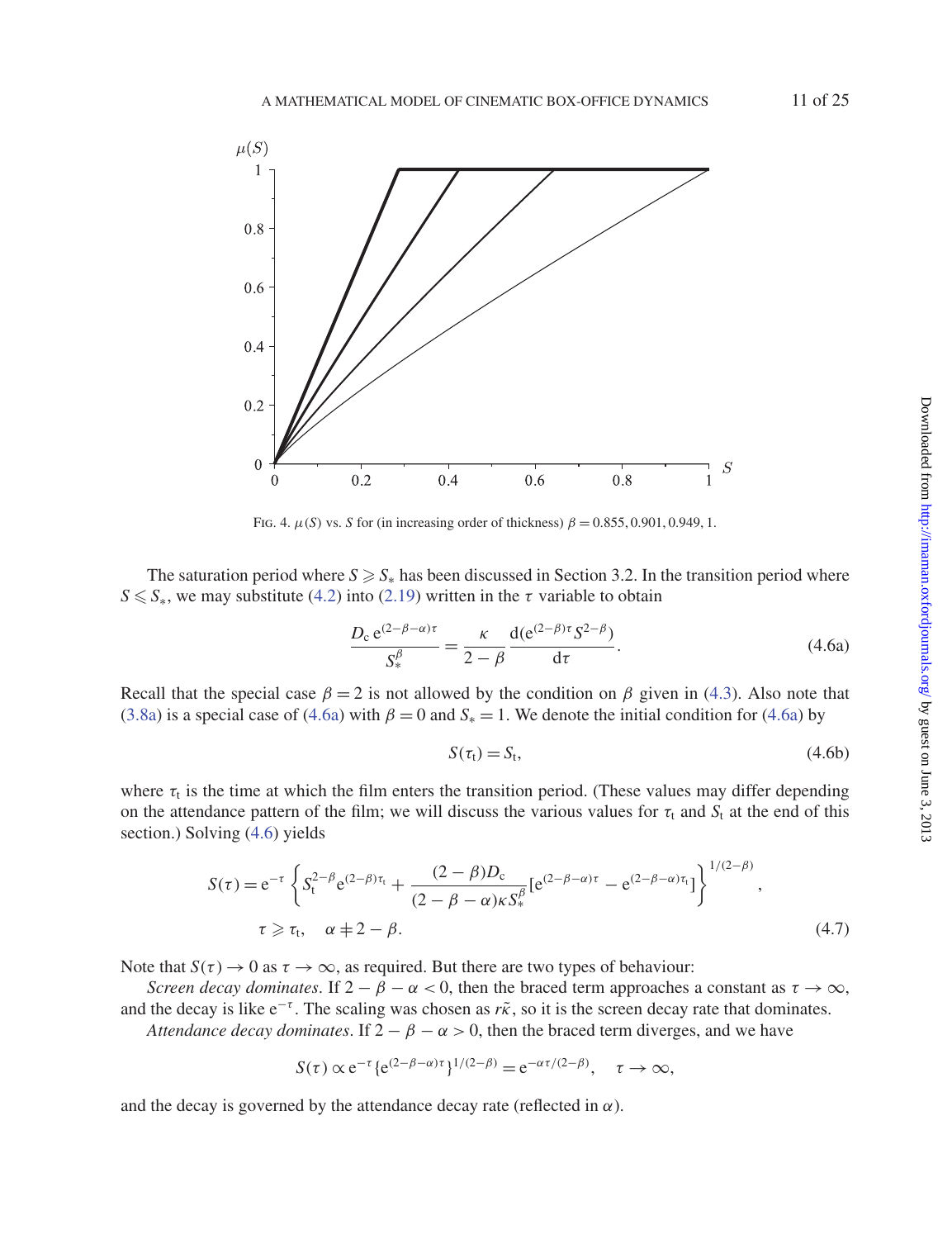FIG. 4. $\mu(S)$ vs. $S$ for (in increasing order of thickness) $\beta = 0.855, 0.901, 0.949, 1$.

The saturation period where $S \geqslant S_*$ has been discussed in Section 3.2. In the transition period where $S \leqslant S_*$, we may substitute (4.2) into (2.19) written in the $\tau$ variable to obtain

$$\frac{D_c \, e^{(2-\beta-\alpha)\tau}}{S_*^{\beta}} = \frac{\kappa}{2-\beta} \frac{d(e^{(2-\beta)\tau} S^{2-\beta})}{d\tau}. \tag{4.6a}$$

Recall that the special case $\beta = 2$ is not allowed by the condition on $\beta$ given in (4.3). Also note that (3.8a) is a special case of (4.6a) with $\beta = 0$ and $S_* = 1$. We denote the initial condition for (4.6a) by

$$S(\tau_t) = S_t, \tag{4.6b}$$

where $\tau_t$ is the time at which the film enters the transition period. (These values may differ depending on the attendance pattern of the film; we will discuss the various values for $\tau_t$ and $S_t$ at the end of this section.) Solving (4.6) yields

$$S(\tau) = e^{-\tau} \left\{ S_t^{2-\beta} e^{(2-\beta)\tau_t} + \frac{(2-\beta)D_c}{(2-\beta-\alpha)\kappa S_*^{\beta}} [e^{(2-\beta-\alpha)\tau} - e^{(2-\beta-\alpha)\tau_t}] \right\}^{1/(2-\beta)},$$
$$\tau \geqslant \tau_t, \quad \alpha \neq 2-\beta. \tag{4.7}$$

Note that $S(\tau) \to 0$ as $\tau \to \infty$, as required. But there are two types of behaviour:

*Screen decay dominates*. If $2 - \beta - \alpha < 0$, then the braced term approaches a constant as $\tau \to \infty$, and the decay is like $e^{-\tau}$. The scaling was chosen as $r\tilde{\kappa}$, so it is the screen decay rate that dominates.

*Attendance decay dominates*. If $2 - \beta - \alpha > 0$, then the braced term diverges, and we have

$$S(\tau) \propto e^{-\tau} \{e^{(2-\beta-\alpha)\tau}\}^{1/(2-\beta)} = e^{-\alpha\tau/(2-\beta)}, \quad \tau \to \infty,$$

and the decay is governed by the attendance decay rate (reflected in $\alpha$).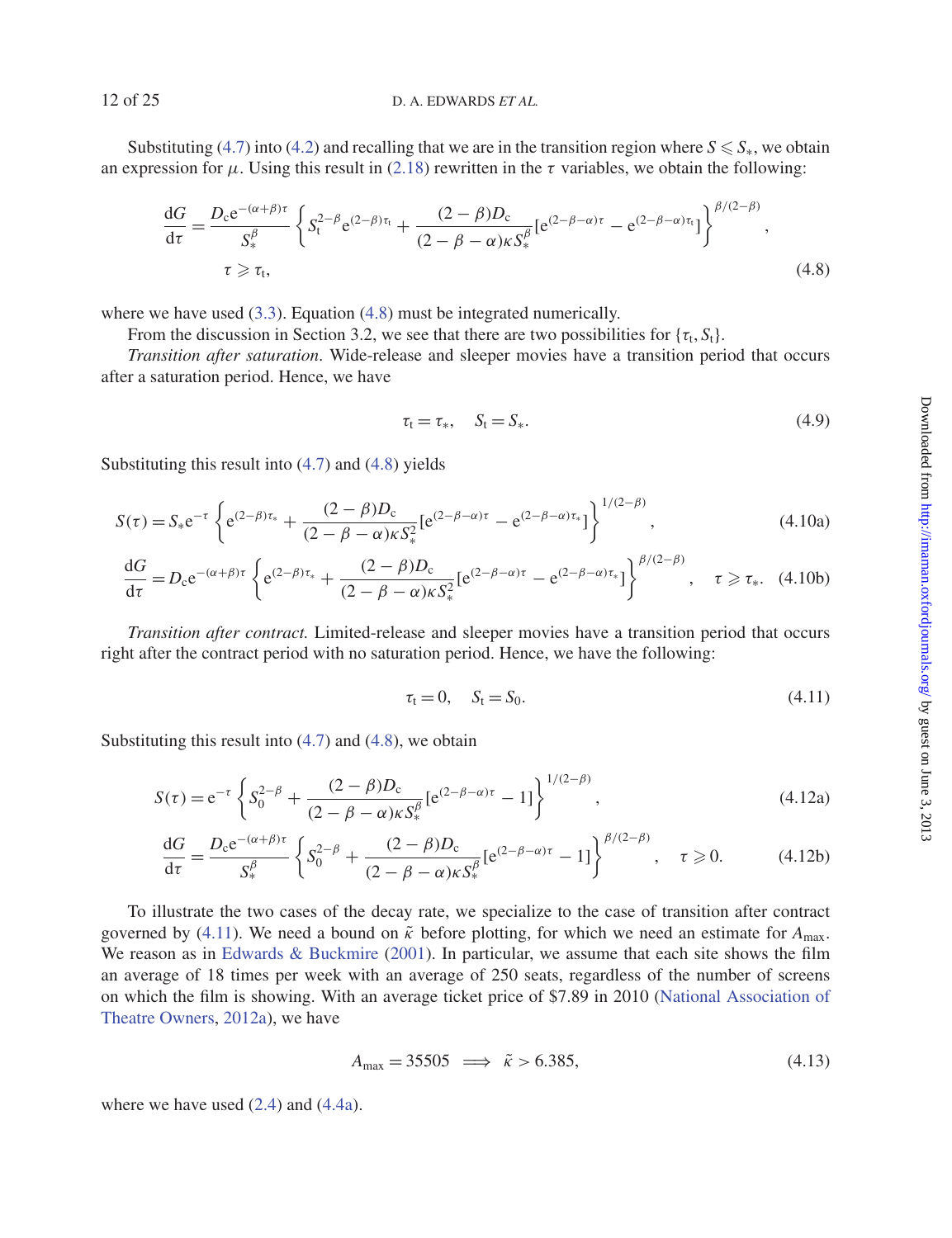Substituting (4.7) into (4.2) and recalling that we are in the transition region where $S \leqslant S_*$, we obtain an expression for $\mu$. Using this result in (2.18) rewritten in the $\tau$ variables, we obtain the following:

$$\frac{\mathrm{d}G}{\mathrm{d}\tau} = \frac{D_\mathrm{c}\mathrm{e}^{-(\alpha+\beta)\tau}}{S_*^\beta}\left\{S_\mathrm{t}^{2-\beta}\mathrm{e}^{(2-\beta)\tau_\mathrm{t}} + \frac{(2-\beta)D_\mathrm{c}}{(2-\beta-\alpha)\kappa S_*^\beta}[\mathrm{e}^{(2-\beta-\alpha)\tau} - \mathrm{e}^{(2-\beta-\alpha)\tau_\mathrm{t}}]\right\}^{\beta/(2-\beta)},$$
$$\tau \geqslant \tau_\mathrm{t}, \tag{4.8}$$

where we have used (3.3). Equation (4.8) must be integrated numerically.

From the discussion in Section 3.2, we see that there are two possibilities for $\{\tau_\mathrm{t}, S_\mathrm{t}\}$.

*Transition after saturation.* Wide-release and sleeper movies have a transition period that occurs after a saturation period. Hence, we have

$$\tau_\mathrm{t} = \tau_*, \quad S_\mathrm{t} = S_*. \tag{4.9}$$

Substituting this result into (4.7) and (4.8) yields

$$S(\tau) = S_*\mathrm{e}^{-\tau}\left\{\mathrm{e}^{(2-\beta)\tau_*} + \frac{(2-\beta)D_\mathrm{c}}{(2-\beta-\alpha)\kappa S_*^2}[\mathrm{e}^{(2-\beta-\alpha)\tau} - \mathrm{e}^{(2-\beta-\alpha)\tau_*}]\right\}^{1/(2-\beta)}, \tag{4.10a}$$

$$\frac{\mathrm{d}G}{\mathrm{d}\tau} = D_\mathrm{c}\mathrm{e}^{-(\alpha+\beta)\tau}\left\{\mathrm{e}^{(2-\beta)\tau_*} + \frac{(2-\beta)D_\mathrm{c}}{(2-\beta-\alpha)\kappa S_*^2}[\mathrm{e}^{(2-\beta-\alpha)\tau} - \mathrm{e}^{(2-\beta-\alpha)\tau_*}]\right\}^{\beta/(2-\beta)}, \quad \tau \geqslant \tau_*. \tag{4.10b}$$

*Transition after contract.* Limited-release and sleeper movies have a transition period that occurs right after the contract period with no saturation period. Hence, we have the following:

$$\tau_\mathrm{t} = 0, \quad S_\mathrm{t} = S_0. \tag{4.11}$$

Substituting this result into (4.7) and (4.8), we obtain

$$S(\tau) = \mathrm{e}^{-\tau}\left\{S_0^{2-\beta} + \frac{(2-\beta)D_\mathrm{c}}{(2-\beta-\alpha)\kappa S_*^\beta}[\mathrm{e}^{(2-\beta-\alpha)\tau} - 1]\right\}^{1/(2-\beta)}, \tag{4.12a}$$

$$\frac{\mathrm{d}G}{\mathrm{d}\tau} = \frac{D_\mathrm{c}\mathrm{e}^{-(\alpha+\beta)\tau}}{S_*^\beta}\left\{S_0^{2-\beta} + \frac{(2-\beta)D_\mathrm{c}}{(2-\beta-\alpha)\kappa S_*^\beta}[\mathrm{e}^{(2-\beta-\alpha)\tau} - 1]\right\}^{\beta/(2-\beta)}, \quad \tau \geqslant 0. \tag{4.12b}$$

To illustrate the two cases of the decay rate, we specialize to the case of transition after contract governed by (4.11). We need a bound on $\tilde{\kappa}$ before plotting, for which we need an estimate for $A_{\max}$. We reason as in Edwards & Buckmire (2001). In particular, we assume that each site shows the film an average of 18 times per week with an average of 250 seats, regardless of the number of screens on which the film is showing. With an average ticket price of \$7.89 in 2010 (National Association of Theatre Owners, 2012a), we have

$$A_{\max} = 35505 \implies \tilde{\kappa} > 6.385, \tag{4.13}$$

where we have used (2.4) and (4.4a).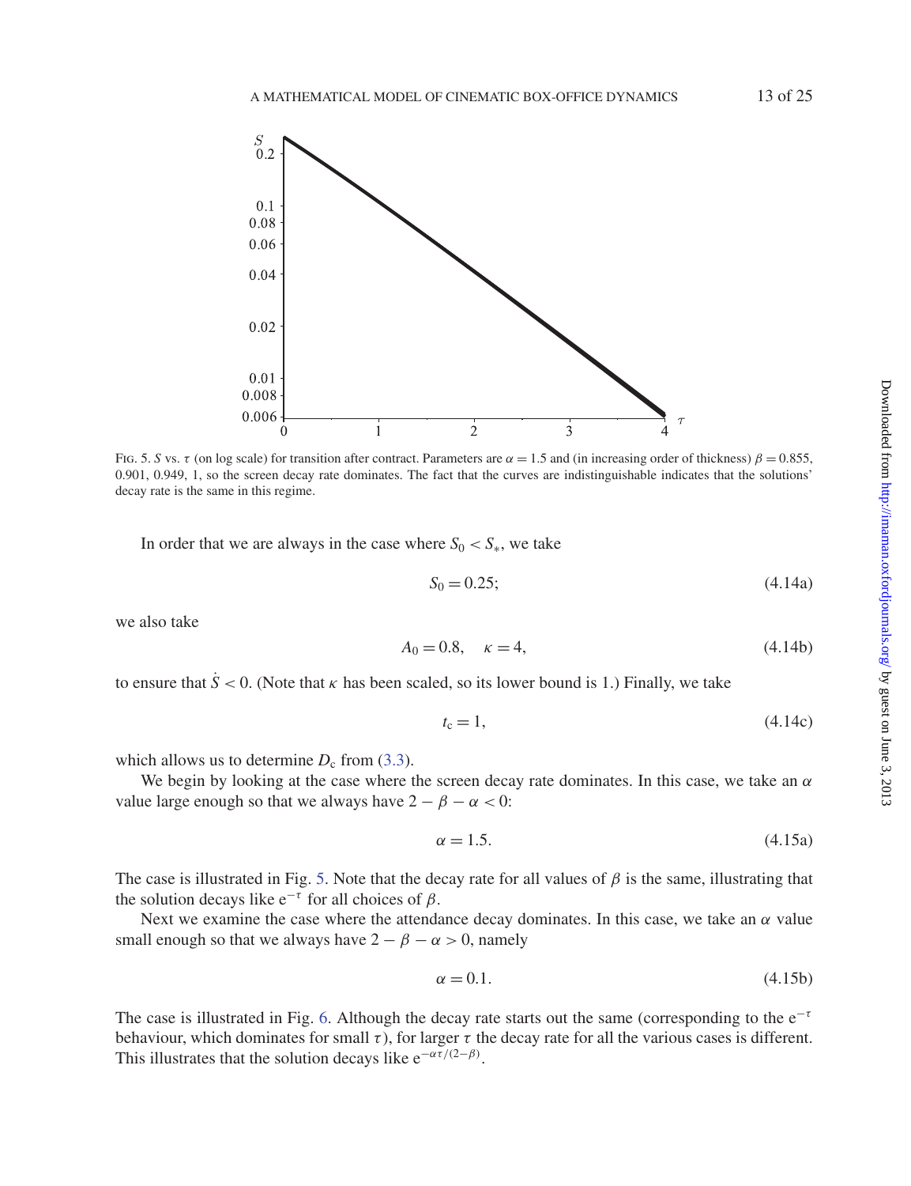Fig. 5. $S$ vs. $\tau$ (on log scale) for transition after contract. Parameters are $\alpha = 1.5$ and (in increasing order of thickness) $\beta = 0.855$, 0.901, 0.949, 1, so the screen decay rate dominates. The fact that the curves are indistinguishable indicates that the solutions' decay rate is the same in this regime.

In order that we are always in the case where $S_0 < S_*$, we take

$$S_0 = 0.25; \tag{4.14a}$$

we also take

$$A_0 = 0.8, \quad \kappa = 4, \tag{4.14b}$$

to ensure that $\dot{S} < 0$. (Note that $\kappa$ has been scaled, so its lower bound is 1.) Finally, we take

$$t_c = 1, \tag{4.14c}$$

which allows us to determine $D_c$ from (3.3).

We begin by looking at the case where the screen decay rate dominates. In this case, we take an $\alpha$ value large enough so that we always have $2 - \beta - \alpha < 0$:

$$\alpha = 1.5. \tag{4.15a}$$

The case is illustrated in Fig. 5. Note that the decay rate for all values of $\beta$ is the same, illustrating that the solution decays like $e^{-\tau}$ for all choices of $\beta$.

Next we examine the case where the attendance decay dominates. In this case, we take an $\alpha$ value small enough so that we always have $2 - \beta - \alpha > 0$, namely

$$\alpha = 0.1. \tag{4.15b}$$

The case is illustrated in Fig. 6. Although the decay rate starts out the same (corresponding to the $e^{-\tau}$ behaviour, which dominates for small $\tau$), for larger $\tau$ the decay rate for all the various cases is different. This illustrates that the solution decays like $e^{-\alpha\tau/(2-\beta)}$.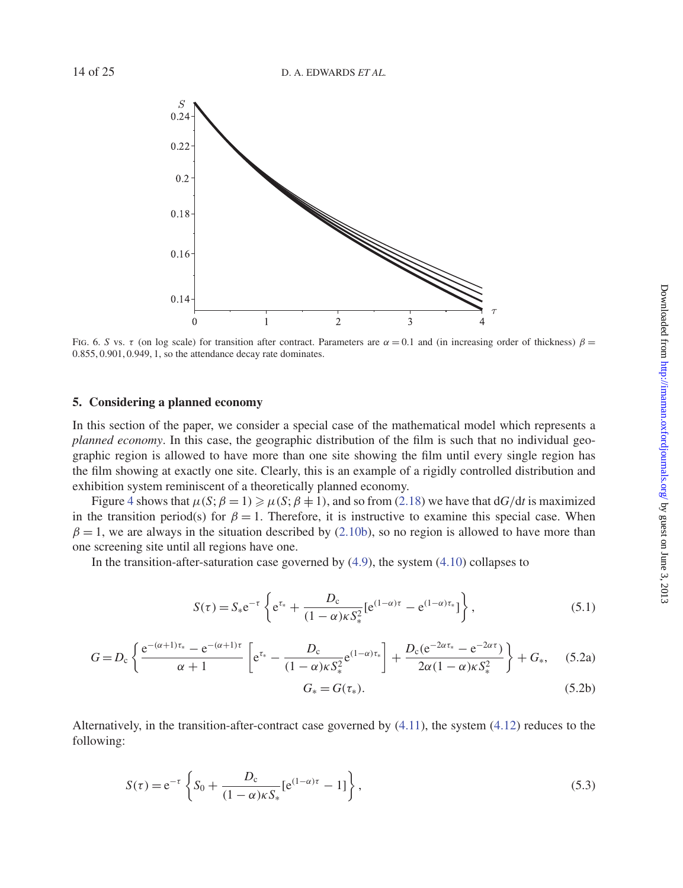Fig. 6. $S$ vs. $\tau$ (on log scale) for transition after contract. Parameters are $\alpha = 0.1$ and (in increasing order of thickness) $\beta = 0.855, 0.901, 0.949, 1$, so the attendance decay rate dominates.

## 5. Considering a planned economy

In this section of the paper, we consider a special case of the mathematical model which represents a *planned economy*. In this case, the geographic distribution of the film is such that no individual geographic region is allowed to have more than one site showing the film until every single region has the film showing at exactly one site. Clearly, this is an example of a rigidly controlled distribution and exhibition system reminiscent of a theoretically planned economy.

Figure 4 shows that $\mu(S; \beta = 1) \geqslant \mu(S; \beta \neq 1)$, and so from (2.18) we have that $\mathrm{d}G/\mathrm{d}t$ is maximized in the transition period(s) for $\beta = 1$. Therefore, it is instructive to examine this special case. When $\beta = 1$, we are always in the situation described by (2.10b), so no region is allowed to have more than one screening site until all regions have one.

In the transition-after-saturation case governed by (4.9), the system (4.10) collapses to

$$S(\tau) = S_* \mathrm{e}^{-\tau} \left\{ \mathrm{e}^{\tau_*} + \frac{D_\mathrm{c}}{(1-\alpha)\kappa S_*^2} [\mathrm{e}^{(1-\alpha)\tau} - \mathrm{e}^{(1-\alpha)\tau_*}] \right\}, \tag{5.1}$$

$$G = D_\mathrm{c} \left\{ \frac{\mathrm{e}^{-(\alpha+1)\tau_*} - \mathrm{e}^{-(\alpha+1)\tau}}{\alpha+1} \left[ \mathrm{e}^{\tau_*} - \frac{D_\mathrm{c}}{(1-\alpha)\kappa S_*^2} \mathrm{e}^{(1-\alpha)\tau_*} \right] + \frac{D_\mathrm{c}(\mathrm{e}^{-2\alpha\tau_*} - \mathrm{e}^{-2\alpha\tau})}{2\alpha(1-\alpha)\kappa S_*^2} \right\} + G_*, \tag{5.2a}$$

$$G_* = G(\tau_*). \tag{5.2b}$$

Alternatively, in the transition-after-contract case governed by (4.11), the system (4.12) reduces to the following:

$$S(\tau) = \mathrm{e}^{-\tau} \left\{ S_0 + \frac{D_\mathrm{c}}{(1-\alpha)\kappa S_*} [\mathrm{e}^{(1-\alpha)\tau} - 1] \right\}, \tag{5.3}$$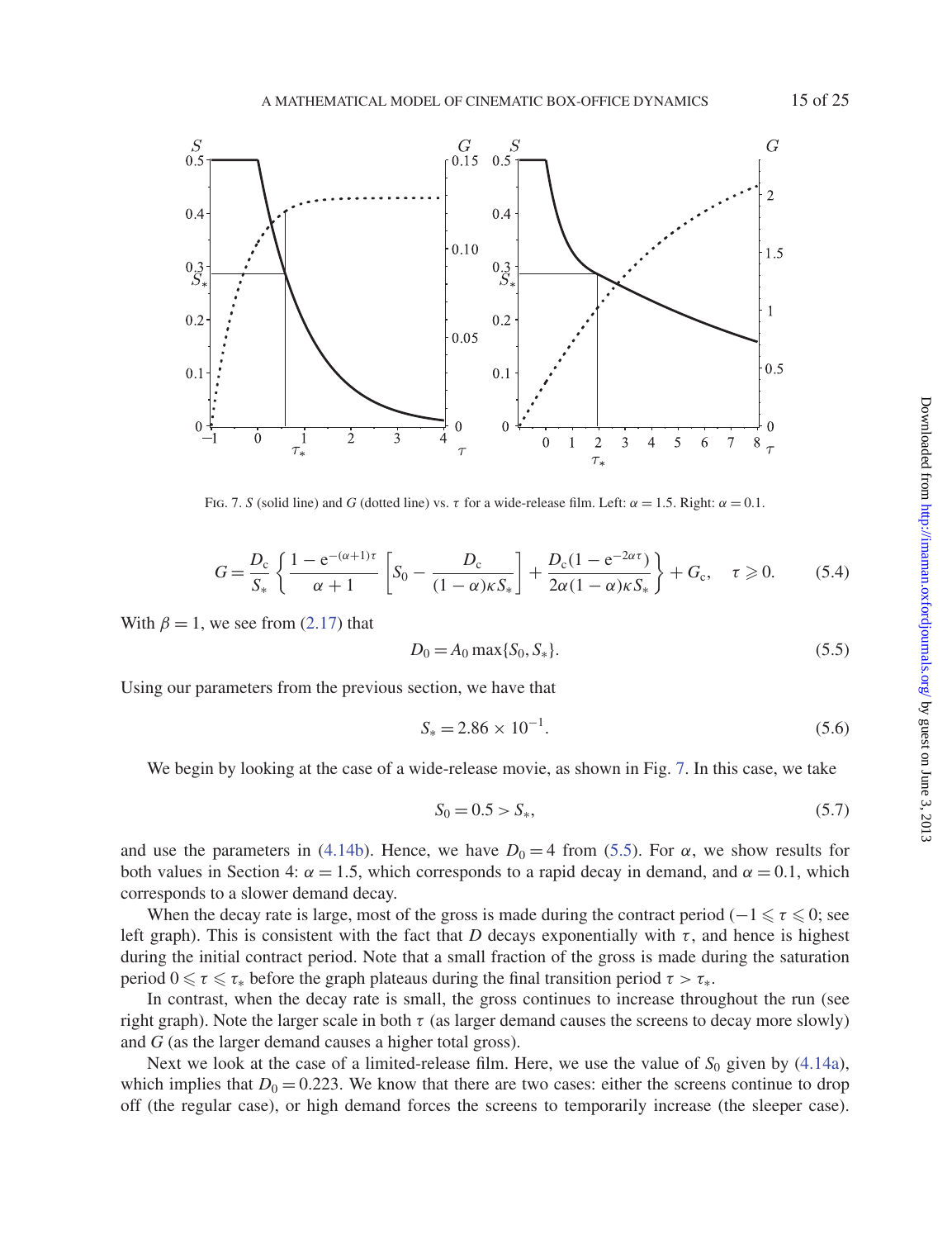FIG. 7. $S$ (solid line) and $G$ (dotted line) vs. $\tau$ for a wide-release film. Left: $\alpha = 1.5$. Right: $\alpha = 0.1$.

$$G = \frac{D_c}{S_*}\left\{\frac{1 - e^{-(\alpha+1)\tau}}{\alpha + 1}\left[S_0 - \frac{D_c}{(1-\alpha)\kappa S_*}\right] + \frac{D_c(1 - e^{-2\alpha\tau})}{2\alpha(1-\alpha)\kappa S_*}\right\} + G_c, \quad \tau \geqslant 0. \tag{5.4}$$

With $\beta = 1$, we see from (2.17) that

$$D_0 = A_0 \max\{S_0, S_*\}. \tag{5.5}$$

Using our parameters from the previous section, we have that

$$S_* = 2.86 \times 10^{-1}. \tag{5.6}$$

We begin by looking at the case of a wide-release movie, as shown in Fig. 7. In this case, we take

$$S_0 = 0.5 > S_*, \tag{5.7}$$

and use the parameters in (4.14b). Hence, we have $D_0 = 4$ from (5.5). For $\alpha$, we show results for both values in Section 4: $\alpha = 1.5$, which corresponds to a rapid decay in demand, and $\alpha = 0.1$, which corresponds to a slower demand decay.

When the decay rate is large, most of the gross is made during the contract period ($-1 \leqslant \tau \leqslant 0$; see left graph). This is consistent with the fact that $D$ decays exponentially with $\tau$, and hence is highest during the initial contract period. Note that a small fraction of the gross is made during the saturation period $0 \leqslant \tau \leqslant \tau_*$ before the graph plateaus during the final transition period $\tau > \tau_*$.

In contrast, when the decay rate is small, the gross continues to increase throughout the run (see right graph). Note the larger scale in both $\tau$ (as larger demand causes the screens to decay more slowly) and $G$ (as the larger demand causes a higher total gross).

Next we look at the case of a limited-release film. Here, we use the value of $S_0$ given by (4.14a), which implies that $D_0 = 0.223$. We know that there are two cases: either the screens continue to drop off (the regular case), or high demand forces the screens to temporarily increase (the sleeper case).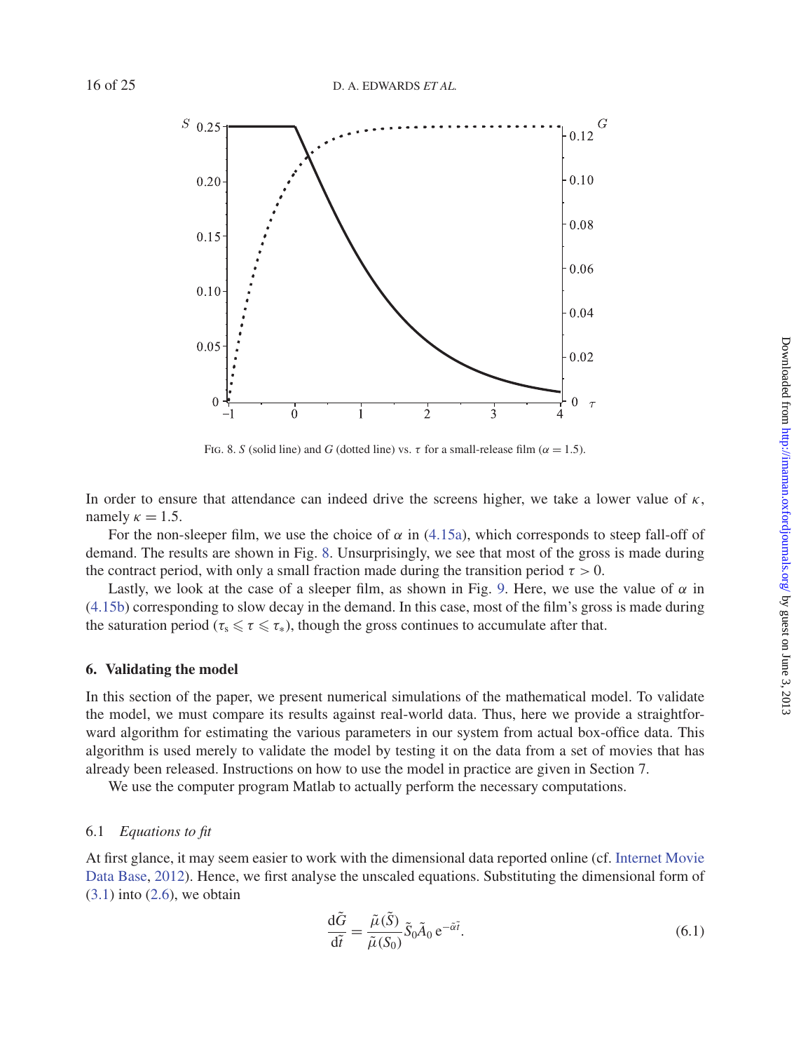FIG. 8. $S$ (solid line) and $G$ (dotted line) vs. $\tau$ for a small-release film ($\alpha = 1.5$).

In order to ensure that attendance can indeed drive the screens higher, we take a lower value of $\kappa$, namely $\kappa = 1.5$.

For the non-sleeper film, we use the choice of $\alpha$ in (4.15a), which corresponds to steep fall-off of demand. The results are shown in Fig. 8. Unsurprisingly, we see that most of the gross is made during the contract period, with only a small fraction made during the transition period $\tau > 0$.

Lastly, we look at the case of a sleeper film, as shown in Fig. 9. Here, we use the value of $\alpha$ in (4.15b) corresponding to slow decay in the demand. In this case, most of the film's gross is made during the saturation period ($\tau_s \leqslant \tau \leqslant \tau_*$), though the gross continues to accumulate after that.

## 6. Validating the model

In this section of the paper, we present numerical simulations of the mathematical model. To validate the model, we must compare its results against real-world data. Thus, here we provide a straightforward algorithm for estimating the various parameters in our system from actual box-office data. This algorithm is used merely to validate the model by testing it on the data from a set of movies that has already been released. Instructions on how to use the model in practice are given in Section 7.

We use the computer program Matlab to actually perform the necessary computations.

### 6.1 *Equations to fit*

At first glance, it may seem easier to work with the dimensional data reported online (cf. Internet Movie Data Base, 2012). Hence, we first analyse the unscaled equations. Substituting the dimensional form of (3.1) into (2.6), we obtain

$$\frac{\mathrm{d}\tilde{G}}{\mathrm{d}\tilde{t}} = \frac{\tilde{\mu}(\tilde{S})}{\tilde{\mu}(S_0)} \tilde{S}_0 \tilde{A}_0 \, \mathrm{e}^{-\tilde{\alpha}\tilde{t}}. \tag{6.1}$$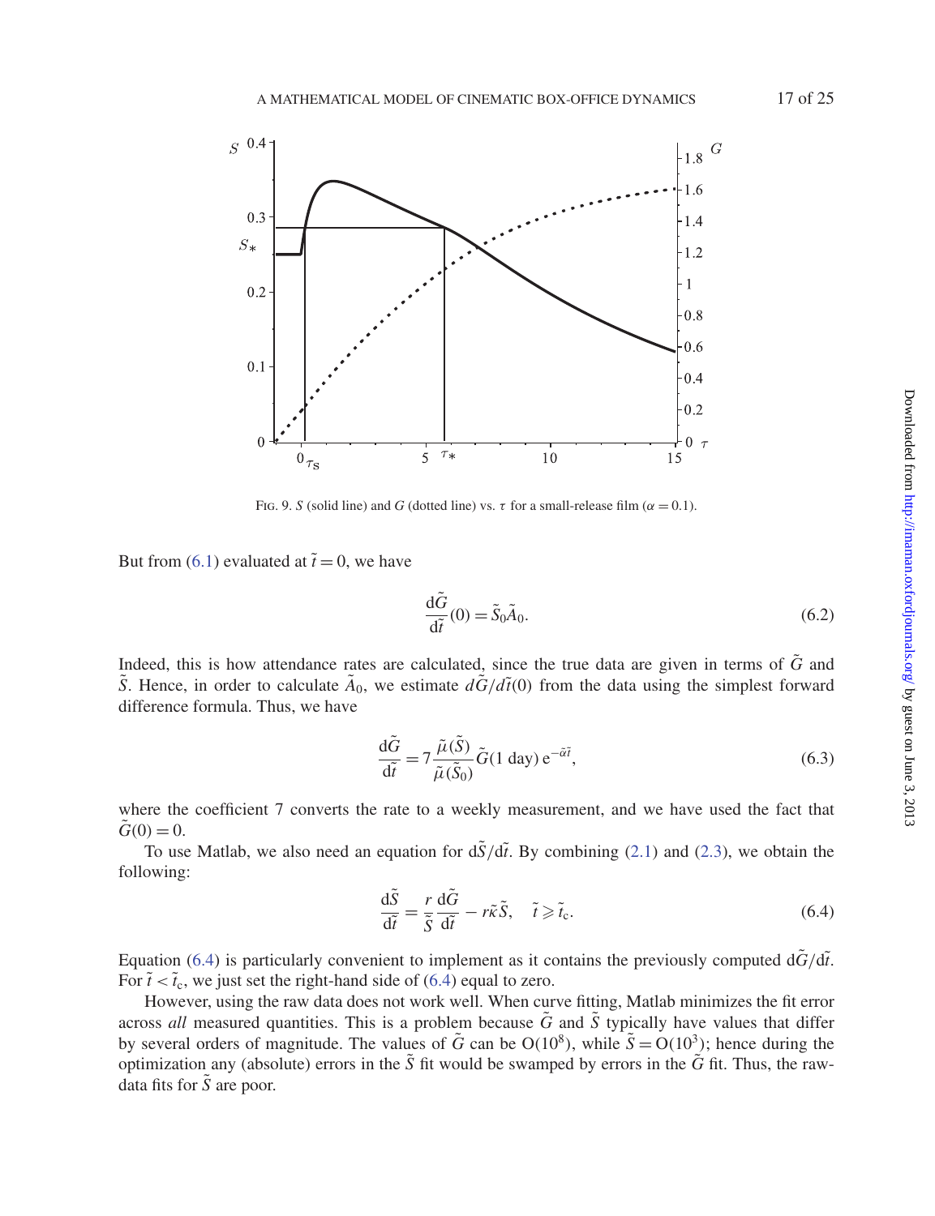FIG. 9. $S$ (solid line) and $G$ (dotted line) vs. $\tau$ for a small-release film ($\alpha = 0.1$).

But from (6.1) evaluated at $\tilde{t} = 0$, we have

$$\frac{\mathrm{d}\tilde{G}}{\mathrm{d}\tilde{t}}(0) = \tilde{S}_0 \tilde{A}_0. \tag{6.2}$$

Indeed, this is how attendance rates are calculated, since the true data are given in terms of $\tilde{G}$ and $\tilde{S}$. Hence, in order to calculate $\tilde{A}_0$, we estimate $d\tilde{G}/d\tilde{t}(0)$ from the data using the simplest forward difference formula. Thus, we have

$$\frac{\mathrm{d}\tilde{G}}{\mathrm{d}\tilde{t}} = 7\frac{\tilde{\mu}(\tilde{S})}{\tilde{\mu}(\tilde{S}_0)}\tilde{G}(1 \text{ day})\,\mathrm{e}^{-\tilde{\alpha}\tilde{t}}, \tag{6.3}$$

where the coefficient 7 converts the rate to a weekly measurement, and we have used the fact that $\tilde{G}(0) = 0$.

To use Matlab, we also need an equation for $\mathrm{d}\tilde{S}/\mathrm{d}\tilde{t}$. By combining (2.1) and (2.3), we obtain the following:

$$\frac{\mathrm{d}\tilde{S}}{\mathrm{d}\tilde{t}} = \frac{r}{\tilde{S}}\frac{\mathrm{d}\tilde{G}}{\mathrm{d}\tilde{t}} - r\tilde{\kappa}\tilde{S}, \quad \tilde{t} \geqslant \tilde{t}_{\mathrm{c}}. \tag{6.4}$$

Equation (6.4) is particularly convenient to implement as it contains the previously computed $\mathrm{d}\tilde{G}/\mathrm{d}\tilde{t}$. For $\tilde{t} < \tilde{t}_{\mathrm{c}}$, we just set the right-hand side of (6.4) equal to zero.

However, using the raw data does not work well. When curve fitting, Matlab minimizes the fit error across *all* measured quantities. This is a problem because $\tilde{G}$ and $\tilde{S}$ typically have values that differ by several orders of magnitude. The values of $\tilde{G}$ can be $\mathrm{O}(10^8)$, while $\tilde{S} = \mathrm{O}(10^3)$; hence during the optimization any (absolute) errors in the $\tilde{S}$ fit would be swamped by errors in the $\tilde{G}$ fit. Thus, the raw-data fits for $\tilde{S}$ are poor.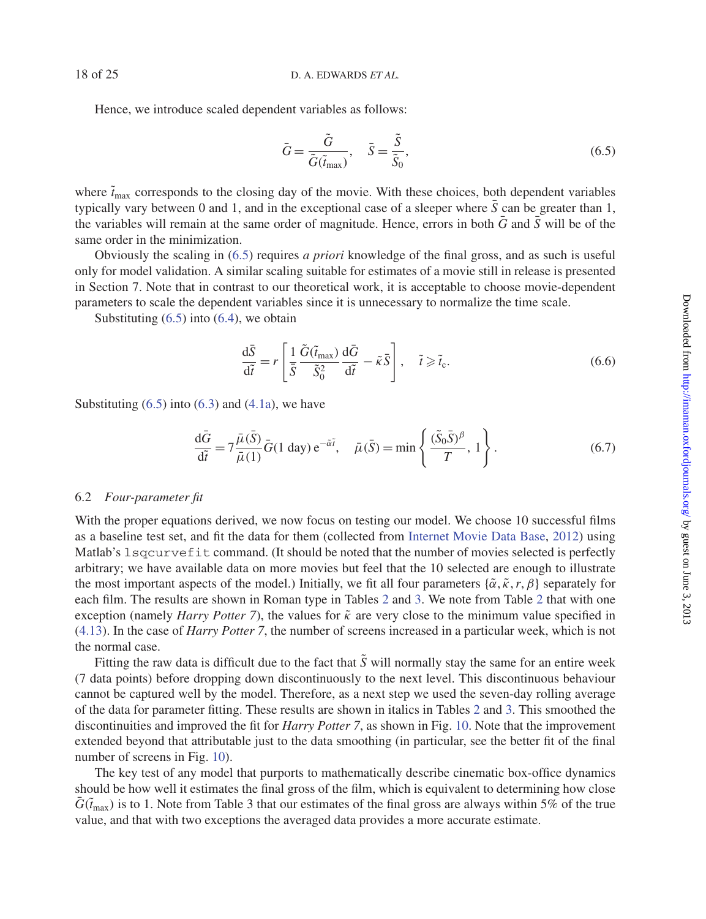Hence, we introduce scaled dependent variables as follows:

$$\bar{G} = \frac{\tilde{G}}{\tilde{G}(\tilde{t}_{\max})}, \quad \bar{S} = \frac{\tilde{S}}{\tilde{S}_0}, \tag{6.5}$$

where $\tilde{t}_{\max}$ corresponds to the closing day of the movie. With these choices, both dependent variables typically vary between 0 and 1, and in the exceptional case of a sleeper where $\bar{S}$ can be greater than 1, the variables will remain at the same order of magnitude. Hence, errors in both $\bar{G}$ and $\bar{S}$ will be of the same order in the minimization.

Obviously the scaling in (6.5) requires *a priori* knowledge of the final gross, and as such is useful only for model validation. A similar scaling suitable for estimates of a movie still in release is presented in Section 7. Note that in contrast to our theoretical work, it is acceptable to choose movie-dependent parameters to scale the dependent variables since it is unnecessary to normalize the time scale.

Substituting (6.5) into (6.4), we obtain

$$\frac{\mathrm{d}\bar{S}}{\mathrm{d}\tilde{t}} = r\left[\frac{1}{\bar{S}}\frac{\tilde{G}(\tilde{t}_{\max})}{\tilde{S}_0^2}\frac{\mathrm{d}\bar{G}}{\mathrm{d}\tilde{t}} - \tilde{\kappa}\bar{S}\right], \quad \tilde{t} \geqslant \tilde{t}_{\mathrm{c}}. \tag{6.6}$$

Substituting (6.5) into (6.3) and (4.1a), we have

$$\frac{\mathrm{d}\bar{G}}{\mathrm{d}\tilde{t}} = 7\frac{\bar{\mu}(\bar{S})}{\bar{\mu}(1)}\bar{G}(1\text{ day})\,\mathrm{e}^{-\tilde{\alpha}\tilde{t}}, \quad \bar{\mu}(\bar{S}) = \min\left\{\frac{(\tilde{S}_0\bar{S})^{\beta}}{T}, 1\right\}. \tag{6.7}$$

### 6.2 *Four-parameter fit*

With the proper equations derived, we now focus on testing our model. We choose 10 successful films as a baseline test set, and fit the data for them (collected from Internet Movie Data Base, 2012) using Matlab's `lsqcurvefit` command. (It should be noted that the number of movies selected is perfectly arbitrary; we have available data on more movies but feel that the 10 selected are enough to illustrate the most important aspects of the model.) Initially, we fit all four parameters $\{\tilde{\alpha}, \tilde{\kappa}, r, \beta\}$ separately for each film. The results are shown in Roman type in Tables 2 and 3. We note from Table 2 that with one exception (namely *Harry Potter 7*), the values for $\tilde{\kappa}$ are very close to the minimum value specified in (4.13). In the case of *Harry Potter 7*, the number of screens increased in a particular week, which is not the normal case.

Fitting the raw data is difficult due to the fact that $\tilde{S}$ will normally stay the same for an entire week (7 data points) before dropping down discontinuously to the next level. This discontinuous behaviour cannot be captured well by the model. Therefore, as a next step we used the seven-day rolling average of the data for parameter fitting. These results are shown in italics in Tables 2 and 3. This smoothed the discontinuities and improved the fit for *Harry Potter 7*, as shown in Fig. 10. Note that the improvement extended beyond that attributable just to the data smoothing (in particular, see the better fit of the final number of screens in Fig. 10).

The key test of any model that purports to mathematically describe cinematic box-office dynamics should be how well it estimates the final gross of the film, which is equivalent to determining how close $\bar{G}(\tilde{t}_{\max})$ is to 1. Note from Table 3 that our estimates of the final gross are always within 5% of the true value, and that with two exceptions the averaged data provides a more accurate estimate.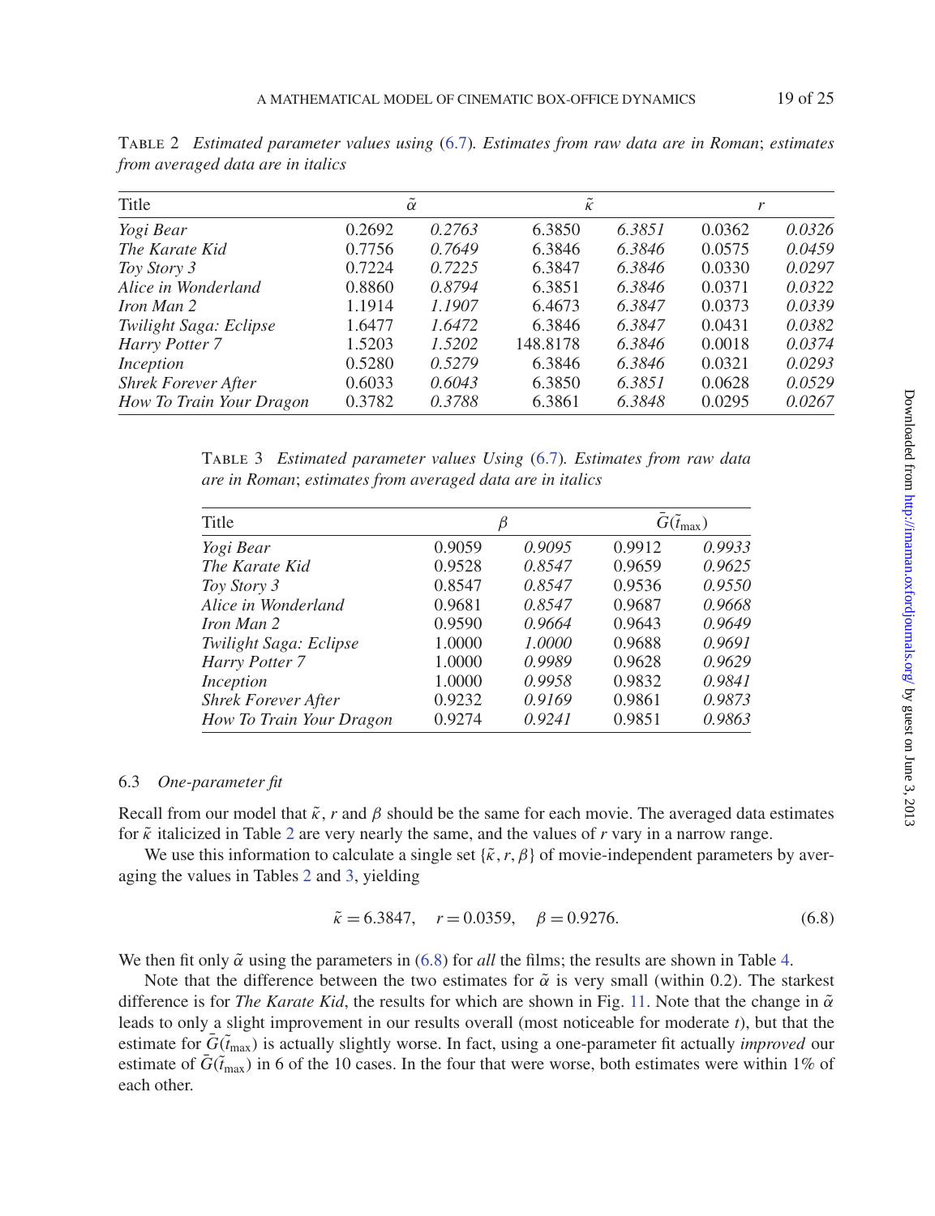TABLE 2 *Estimated parameter values using (6.7). Estimates from raw data are in Roman; estimates from averaged data are in italics*

| Title | $\tilde{\alpha}$ | | $\tilde{\kappa}$ | | $r$ | |
|---|---|---|---|---|---|---|
| *Yogi Bear* | 0.2692 | *0.2763* | 6.3850 | *6.3851* | 0.0362 | *0.0326* |
| *The Karate Kid* | 0.7756 | *0.7649* | 6.3846 | *6.3846* | 0.0575 | *0.0459* |
| *Toy Story 3* | 0.7224 | *0.7225* | 6.3847 | *6.3846* | 0.0330 | *0.0297* |
| *Alice in Wonderland* | 0.8860 | *0.8794* | 6.3851 | *6.3846* | 0.0371 | *0.0322* |
| *Iron Man 2* | 1.1914 | *1.1907* | 6.4673 | *6.3847* | 0.0373 | *0.0339* |
| *Twilight Saga: Eclipse* | 1.6477 | *1.6472* | 6.3846 | *6.3847* | 0.0431 | *0.0382* |
| *Harry Potter 7* | 1.5203 | *1.5202* | 148.8178 | *6.3846* | 0.0018 | *0.0374* |
| *Inception* | 0.5280 | *0.5279* | 6.3846 | *6.3846* | 0.0321 | *0.0293* |
| *Shrek Forever After* | 0.6033 | *0.6043* | 6.3850 | *6.3851* | 0.0628 | *0.0529* |
| *How To Train Your Dragon* | 0.3782 | *0.3788* | 6.3861 | *6.3848* | 0.0295 | *0.0267* |

TABLE 3 *Estimated parameter values Using (6.7). Estimates from raw data are in Roman; estimates from averaged data are in italics*

| Title | $\beta$ | | $\bar{G}(\tilde{t}_{\max})$ | |
|---|---|---|---|---|
| *Yogi Bear* | 0.9059 | *0.9095* | 0.9912 | *0.9933* |
| *The Karate Kid* | 0.9528 | *0.8547* | 0.9659 | *0.9625* |
| *Toy Story 3* | 0.8547 | *0.8547* | 0.9536 | *0.9550* |
| *Alice in Wonderland* | 0.9681 | *0.8547* | 0.9687 | *0.9668* |
| *Iron Man 2* | 0.9590 | *0.9664* | 0.9643 | *0.9649* |
| *Twilight Saga: Eclipse* | 1.0000 | *1.0000* | 0.9688 | *0.9691* |
| *Harry Potter 7* | 1.0000 | *0.9989* | 0.9628 | *0.9629* |
| *Inception* | 1.0000 | *0.9958* | 0.9832 | *0.9841* |
| *Shrek Forever After* | 0.9232 | *0.9169* | 0.9861 | *0.9873* |
| *How To Train Your Dragon* | 0.9274 | *0.9241* | 0.9851 | *0.9863* |

### 6.3 *One-parameter fit*

Recall from our model that $\tilde{\kappa}$, $r$ and $\beta$ should be the same for each movie. The averaged data estimates for $\tilde{\kappa}$ italicized in Table 2 are very nearly the same, and the values of $r$ vary in a narrow range.

We use this information to calculate a single set $\{\tilde{\kappa}, r, \beta\}$ of movie-independent parameters by averaging the values in Tables 2 and 3, yielding

$$\tilde{\kappa} = 6.3847, \quad r = 0.0359, \quad \beta = 0.9276. \tag{6.8}$$

We then fit only $\tilde{\alpha}$ using the parameters in (6.8) for *all* the films; the results are shown in Table 4.

Note that the difference between the two estimates for $\tilde{\alpha}$ is very small (within 0.2). The starkest difference is for *The Karate Kid*, the results for which are shown in Fig. 11. Note that the change in $\tilde{\alpha}$ leads to only a slight improvement in our results overall (most noticeable for moderate $t$), but that the estimate for $\bar{G}(\tilde{t}_{\max})$ is actually slightly worse. In fact, using a one-parameter fit actually *improved* our estimate of $\bar{G}(\tilde{t}_{\max})$ in 6 of the 10 cases. In the four that were worse, both estimates were within 1% of each other.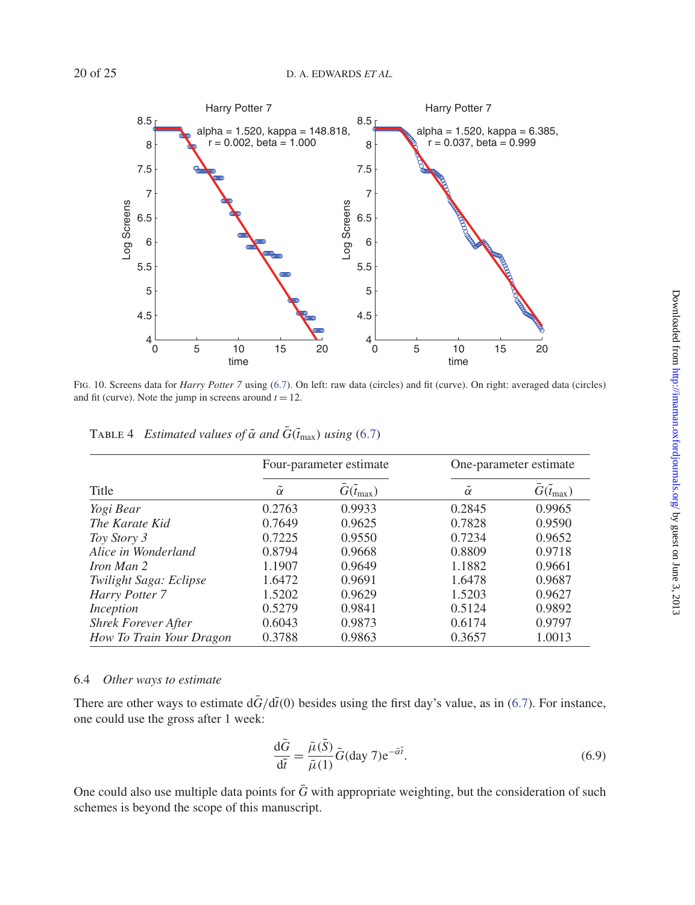FIG. 10. Screens data for *Harry Potter 7* using (6.7). On left: raw data (circles) and fit (curve). On right: averaged data (circles) and fit (curve). Note the jump in screens around $t = 12$.

TABLE 4 *Estimated values of* $\tilde{\alpha}$ *and* $\bar{G}(\tilde{t}_{\max})$ *using* (6.7)

| Title | Four-parameter estimate | | One-parameter estimate | |
|---|---|---|---|---|
| | $\tilde{\alpha}$ | $\bar{G}(\tilde{t}_{\max})$ | $\tilde{\alpha}$ | $\bar{G}(\tilde{t}_{\max})$ |
| *Yogi Bear* | 0.2763 | 0.9933 | 0.2845 | 0.9965 |
| *The Karate Kid* | 0.7649 | 0.9625 | 0.7828 | 0.9590 |
| *Toy Story 3* | 0.7225 | 0.9550 | 0.7234 | 0.9652 |
| *Alice in Wonderland* | 0.8794 | 0.9668 | 0.8809 | 0.9718 |
| *Iron Man 2* | 1.1907 | 0.9649 | 1.1882 | 0.9661 |
| *Twilight Saga: Eclipse* | 1.6472 | 0.9691 | 1.6478 | 0.9687 |
| *Harry Potter 7* | 1.5202 | 0.9629 | 1.5203 | 0.9627 |
| *Inception* | 0.5279 | 0.9841 | 0.5124 | 0.9892 |
| *Shrek Forever After* | 0.6043 | 0.9873 | 0.6174 | 0.9797 |
| *How To Train Your Dragon* | 0.3788 | 0.9863 | 0.3657 | 1.0013 |

### 6.4 *Other ways to estimate*

There are other ways to estimate $\mathrm{d}\bar{G}/\mathrm{d}\tilde{t}(0)$ besides using the first day's value, as in (6.7). For instance, one could use the gross after 1 week:

$$\frac{\mathrm{d}\bar{G}}{\mathrm{d}\tilde{t}} = \frac{\bar{\mu}(\bar{S})}{\bar{\mu}(1)}\bar{G}(\text{day } 7)\mathrm{e}^{-\tilde{\alpha}\tilde{t}}. \tag{6.9}$$

One could also use multiple data points for $\bar{G}$ with appropriate weighting, but the consideration of such schemes is beyond the scope of this manuscript.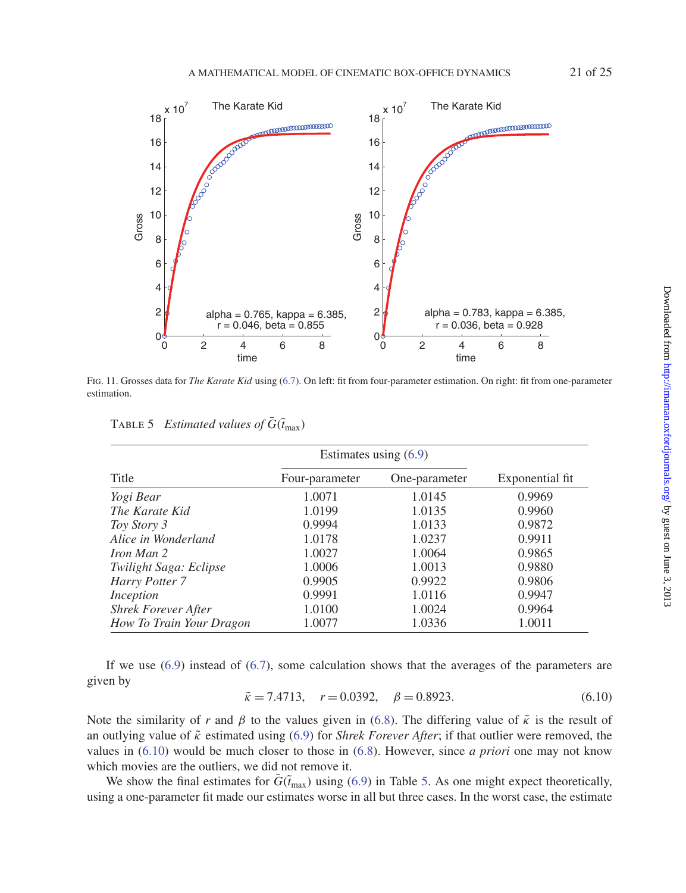FIG. 11. Grosses data for *The Karate Kid* using (6.7). On left: fit from four-parameter estimation. On right: fit from one-parameter estimation.

TABLE 5 *Estimated values of* $\bar{G}(\tilde{t}_{\max})$

| | Estimates using (6.9) | | |
|---|---|---|---|
| Title | Four-parameter | One-parameter | Exponential fit |
| *Yogi Bear* | 1.0071 | 1.0145 | 0.9969 |
| *The Karate Kid* | 1.0199 | 1.0135 | 0.9960 |
| *Toy Story 3* | 0.9994 | 1.0133 | 0.9872 |
| *Alice in Wonderland* | 1.0178 | 1.0237 | 0.9911 |
| *Iron Man 2* | 1.0027 | 1.0064 | 0.9865 |
| *Twilight Saga: Eclipse* | 1.0006 | 1.0013 | 0.9880 |
| *Harry Potter 7* | 0.9905 | 0.9922 | 0.9806 |
| *Inception* | 0.9991 | 1.0116 | 0.9947 |
| *Shrek Forever After* | 1.0100 | 1.0024 | 0.9964 |
| *How To Train Your Dragon* | 1.0077 | 1.0336 | 1.0011 |

If we use (6.9) instead of (6.7), some calculation shows that the averages of the parameters are given by

$$\tilde{\kappa} = 7.4713, \quad r = 0.0392, \quad \beta = 0.8923. \tag{6.10}$$

Note the similarity of $r$ and $\beta$ to the values given in (6.8). The differing value of $\tilde{\kappa}$ is the result of an outlying value of $\tilde{\kappa}$ estimated using (6.9) for *Shrek Forever After*; if that outlier were removed, the values in (6.10) would be much closer to those in (6.8). However, since *a priori* one may not know which movies are the outliers, we did not remove it.

We show the final estimates for $\bar{G}(\tilde{t}_{\max})$ using (6.9) in Table 5. As one might expect theoretically, using a one-parameter fit made our estimates worse in all but three cases. In the worst case, the estimate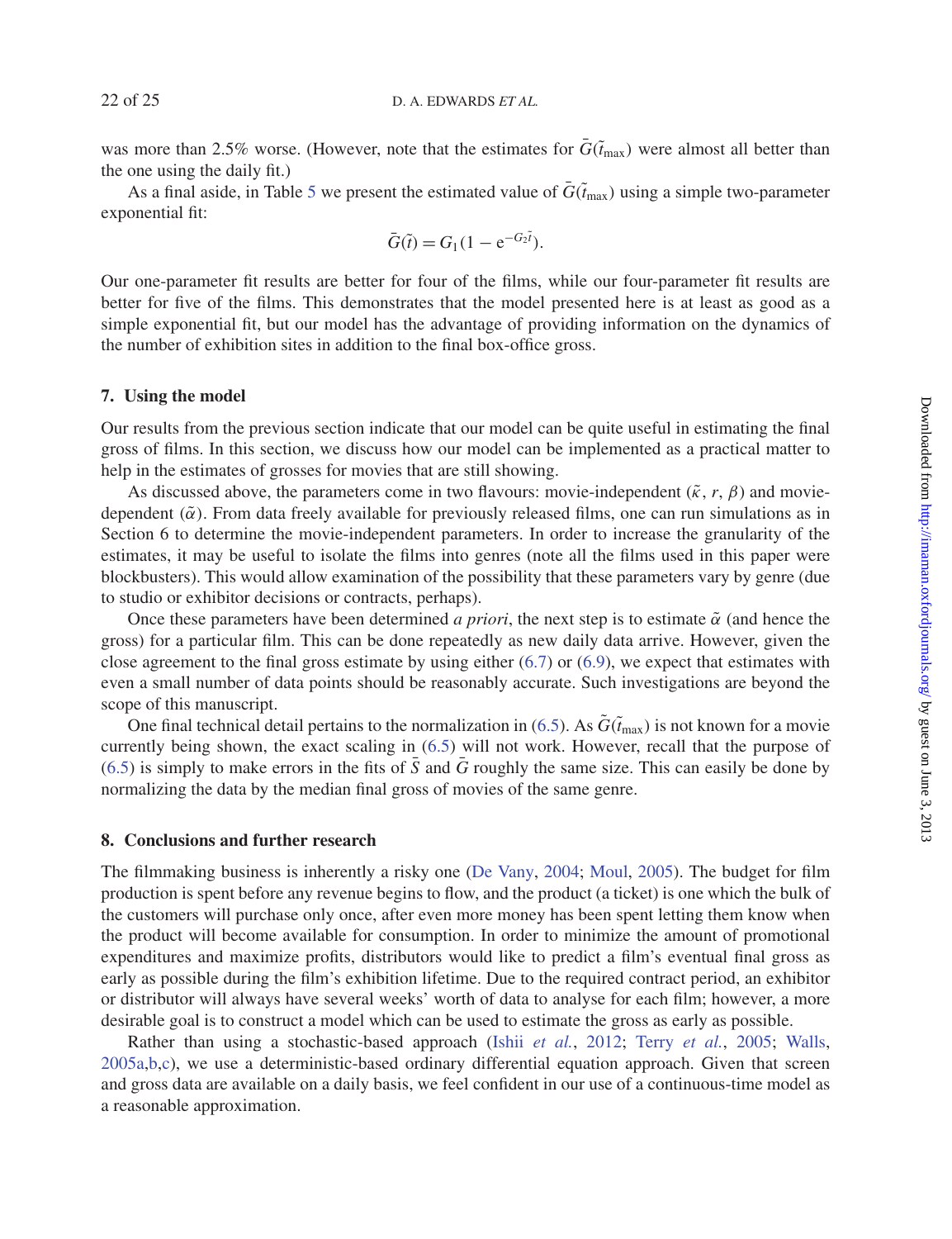was more than 2.5% worse. (However, note that the estimates for $\bar{G}(\tilde{t}_{\max})$ were almost all better than the one using the daily fit.)

As a final aside, in Table 5 we present the estimated value of $\bar{G}(\tilde{t}_{\max})$ using a simple two-parameter exponential fit:

$$\bar{G}(\tilde{t}) = G_1(1 - \mathrm{e}^{-G_2\tilde{t}}).$$

Our one-parameter fit results are better for four of the films, while our four-parameter fit results are better for five of the films. This demonstrates that the model presented here is at least as good as a simple exponential fit, but our model has the advantage of providing information on the dynamics of the number of exhibition sites in addition to the final box-office gross.

## 7. Using the model

Our results from the previous section indicate that our model can be quite useful in estimating the final gross of films. In this section, we discuss how our model can be implemented as a practical matter to help in the estimates of grosses for movies that are still showing.

As discussed above, the parameters come in two flavours: movie-independent ($\tilde{\kappa}$, $r$, $\beta$) and movie-dependent ($\tilde{\alpha}$). From data freely available for previously released films, one can run simulations as in Section 6 to determine the movie-independent parameters. In order to increase the granularity of the estimates, it may be useful to isolate the films into genres (note all the films used in this paper were blockbusters). This would allow examination of the possibility that these parameters vary by genre (due to studio or exhibitor decisions or contracts, perhaps).

Once these parameters have been determined *a priori*, the next step is to estimate $\tilde{\alpha}$ (and hence the gross) for a particular film. This can be done repeatedly as new daily data arrive. However, given the close agreement to the final gross estimate by using either (6.7) or (6.9), we expect that estimates with even a small number of data points should be reasonably accurate. Such investigations are beyond the scope of this manuscript.

One final technical detail pertains to the normalization in (6.5). As $\tilde{G}(\tilde{t}_{\max})$ is not known for a movie currently being shown, the exact scaling in (6.5) will not work. However, recall that the purpose of (6.5) is simply to make errors in the fits of $\bar{S}$ and $\bar{G}$ roughly the same size. This can easily be done by normalizing the data by the median final gross of movies of the same genre.

## 8. Conclusions and further research

The filmmaking business is inherently a risky one (De Vany, 2004; Moul, 2005). The budget for film production is spent before any revenue begins to flow, and the product (a ticket) is one which the bulk of the customers will purchase only once, after even more money has been spent letting them know when the product will become available for consumption. In order to minimize the amount of promotional expenditures and maximize profits, distributors would like to predict a film's eventual final gross as early as possible during the film's exhibition lifetime. Due to the required contract period, an exhibitor or distributor will always have several weeks' worth of data to analyse for each film; however, a more desirable goal is to construct a model which can be used to estimate the gross as early as possible.

Rather than using a stochastic-based approach (Ishii *et al.*, 2012; Terry *et al.*, 2005; Walls, 2005a,b,c), we use a deterministic-based ordinary differential equation approach. Given that screen and gross data are available on a daily basis, we feel confident in our use of a continuous-time model as a reasonable approximation.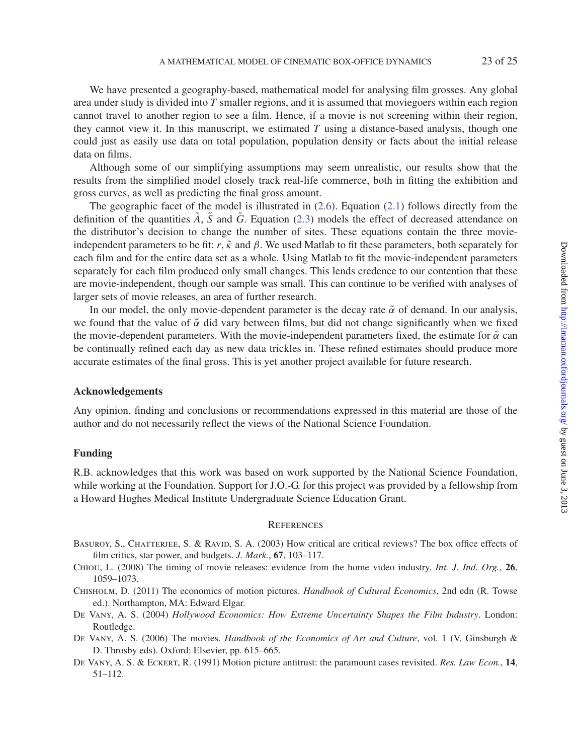We have presented a geography-based, mathematical model for analysing film grosses. Any global area under study is divided into $T$ smaller regions, and it is assumed that moviegoers within each region cannot travel to another region to see a film. Hence, if a movie is not screening within their region, they cannot view it. In this manuscript, we estimated $T$ using a distance-based analysis, though one could just as easily use data on total population, population density or facts about the initial release data on films.

Although some of our simplifying assumptions may seem unrealistic, our results show that the results from the simplified model closely track real-life commerce, both in fitting the exhibition and gross curves, as well as predicting the final gross amount.

The geographic facet of the model is illustrated in (2.6). Equation (2.1) follows directly from the definition of the quantities $\tilde{A}$, $\tilde{S}$ and $\tilde{G}$. Equation (2.3) models the effect of decreased attendance on the distributor's decision to change the number of sites. These equations contain the three movie-independent parameters to be fit: $r$, $\tilde{\kappa}$ and $\beta$. We used Matlab to fit these parameters, both separately for each film and for the entire data set as a whole. Using Matlab to fit the movie-independent parameters separately for each film produced only small changes. This lends credence to our contention that these are movie-independent, though our sample was small. This can continue to be verified with analyses of larger sets of movie releases, an area of further research.

In our model, the only movie-dependent parameter is the decay rate $\tilde{\alpha}$ of demand. In our analysis, we found that the value of $\tilde{\alpha}$ did vary between films, but did not change significantly when we fixed the movie-dependent parameters. With the movie-independent parameters fixed, the estimate for $\tilde{\alpha}$ can be continually refined each day as new data trickles in. These refined estimates should produce more accurate estimates of the final gross. This is yet another project available for future research.

### Acknowledgements

Any opinion, finding and conclusions or recommendations expressed in this material are those of the author and do not necessarily reflect the views of the National Science Foundation.

### Funding

R.B. acknowledges that this work was based on work supported by the National Science Foundation, while working at the Foundation. Support for J.O.-G. for this project was provided by a fellowship from a Howard Hughes Medical Institute Undergraduate Science Education Grant.

## References

Basuroy, S., Chatterjee, S. & Ravid, S. A. (2003) How critical are critical reviews? The box office effects of film critics, star power, and budgets. *J. Mark.*, **67**, 103–117.

Chiou, L. (2008) The timing of movie releases: evidence from the home video industry. *Int. J. Ind. Org.*, **26**, 1059–1073.

Chisholm, D. (2011) The economics of motion pictures. *Handbook of Cultural Economics*, 2nd edn (R. Towse ed.). Northampton, MA: Edward Elgar.

De Vany, A. S. (2004) *Hollywood Economics: How Extreme Uncertainty Shapes the Film Industry*. London: Routledge.

De Vany, A. S. (2006) The movies. *Handbook of the Economics of Art and Culture*, vol. 1 (V. Ginsburgh & D. Throsby eds). Oxford: Elsevier, pp. 615–665.

De Vany, A. S. & Eckert, R. (1991) Motion picture antitrust: the paramount cases revisited. *Res. Law Econ.*, **14**, 51–112.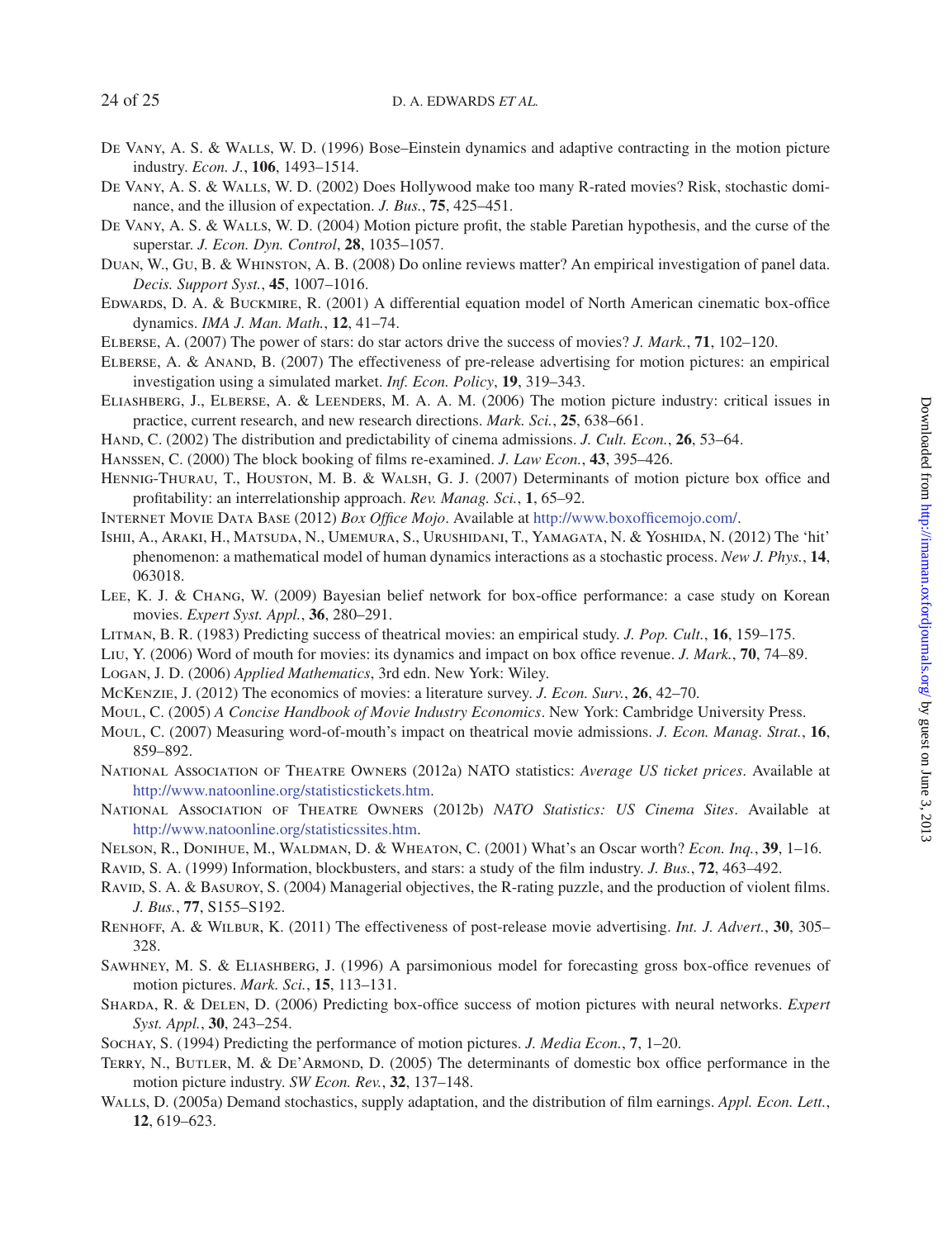De Vany, A. S. & Walls, W. D. (1996) Bose–Einstein dynamics and adaptive contracting in the motion picture industry. *Econ. J.*, **106**, 1493–1514.

De Vany, A. S. & Walls, W. D. (2002) Does Hollywood make too many R-rated movies? Risk, stochastic dominance, and the illusion of expectation. *J. Bus.*, **75**, 425–451.

De Vany, A. S. & Walls, W. D. (2004) Motion picture profit, the stable Paretian hypothesis, and the curse of the superstar. *J. Econ. Dyn. Control*, **28**, 1035–1057.

Duan, W., Gu, B. & Whinston, A. B. (2008) Do online reviews matter? An empirical investigation of panel data. *Decis. Support Syst.*, **45**, 1007–1016.

Edwards, D. A. & Buckmire, R. (2001) A differential equation model of North American cinematic box-office dynamics. *IMA J. Man. Math.*, **12**, 41–74.

Elberse, A. (2007) The power of stars: do star actors drive the success of movies? *J. Mark.*, **71**, 102–120.

Elberse, A. & Anand, B. (2007) The effectiveness of pre-release advertising for motion pictures: an empirical investigation using a simulated market. *Inf. Econ. Policy*, **19**, 319–343.

Eliashberg, J., Elberse, A. & Leenders, M. A. A. M. (2006) The motion picture industry: critical issues in practice, current research, and new research directions. *Mark. Sci.*, **25**, 638–661.

Hand, C. (2002) The distribution and predictability of cinema admissions. *J. Cult. Econ.*, **26**, 53–64.

Hanssen, C. (2000) The block booking of films re-examined. *J. Law Econ.*, **43**, 395–426.

Hennig-Thurau, T., Houston, M. B. & Walsh, G. J. (2007) Determinants of motion picture box office and profitability: an interrelationship approach. *Rev. Manag. Sci.*, **1**, 65–92.

Internet Movie Data Base (2012) *Box Office Mojo*. Available at http://www.boxofficemojo.com/.

Ishii, A., Araki, H., Matsuda, N., Umemura, S., Urushidani, T., Yamagata, N. & Yoshida, N. (2012) The 'hit' phenomenon: a mathematical model of human dynamics interactions as a stochastic process. *New J. Phys.*, **14**, 063018.

Lee, K. J. & Chang, W. (2009) Bayesian belief network for box-office performance: a case study on Korean movies. *Expert Syst. Appl.*, **36**, 280–291.

Litman, B. R. (1983) Predicting success of theatrical movies: an empirical study. *J. Pop. Cult.*, **16**, 159–175.

Liu, Y. (2006) Word of mouth for movies: its dynamics and impact on box office revenue. *J. Mark.*, **70**, 74–89.

Logan, J. D. (2006) *Applied Mathematics*, 3rd edn. New York: Wiley.

McKenzie, J. (2012) The economics of movies: a literature survey. *J. Econ. Surv.*, **26**, 42–70.

Moul, C. (2005) *A Concise Handbook of Movie Industry Economics*. New York: Cambridge University Press.

Moul, C. (2007) Measuring word-of-mouth's impact on theatrical movie admissions. *J. Econ. Manag. Strat.*, **16**, 859–892.

National Association of Theatre Owners (2012a) NATO statistics: *Average US ticket prices*. Available at http://www.natoonline.org/statisticstickets.htm.

National Association of Theatre Owners (2012b) *NATO Statistics: US Cinema Sites*. Available at http://www.natoonline.org/statisticssites.htm.

Nelson, R., Donihue, M., Waldman, D. & Wheaton, C. (2001) What's an Oscar worth? *Econ. Inq.*, **39**, 1–16.

Ravid, S. A. (1999) Information, blockbusters, and stars: a study of the film industry. *J. Bus.*, **72**, 463–492.

Ravid, S. A. & Basuroy, S. (2004) Managerial objectives, the R-rating puzzle, and the production of violent films. *J. Bus.*, **77**, S155–S192.

Renhoff, A. & Wilbur, K. (2011) The effectiveness of post-release movie advertising. *Int. J. Advert.*, **30**, 305–328.

Sawhney, M. S. & Eliashberg, J. (1996) A parsimonious model for forecasting gross box-office revenues of motion pictures. *Mark. Sci.*, **15**, 113–131.

Sharda, R. & Delen, D. (2006) Predicting box-office success of motion pictures with neural networks. *Expert Syst. Appl.*, **30**, 243–254.

Sochay, S. (1994) Predicting the performance of motion pictures. *J. Media Econ.*, **7**, 1–20.

Terry, N., Butler, M. & De'Armond, D. (2005) The determinants of domestic box office performance in the motion picture industry. *SW Econ. Rev.*, **32**, 137–148.

Walls, D. (2005a) Demand stochastics, supply adaptation, and the distribution of film earnings. *Appl. Econ. Lett.*, **12**, 619–623.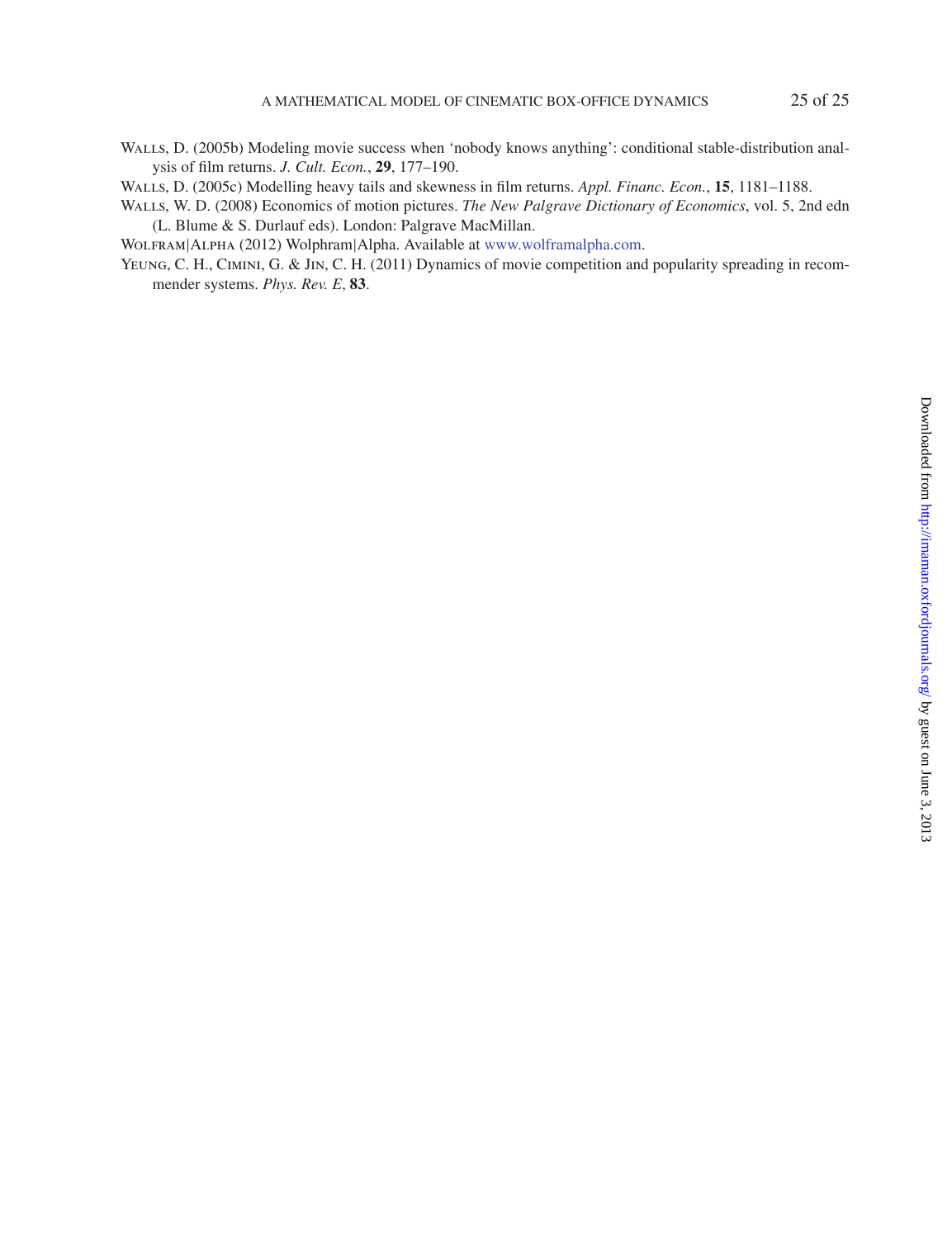Walls, D. (2005b) Modeling movie success when 'nobody knows anything': conditional stable-distribution analysis of film returns. *J. Cult. Econ.*, **29**, 177–190.

Walls, D. (2005c) Modelling heavy tails and skewness in film returns. *Appl. Financ. Econ.*, **15**, 1181–1188.

Walls, W. D. (2008) Economics of motion pictures. *The New Palgrave Dictionary of Economics*, vol. 5, 2nd edn (L. Blume & S. Durlauf eds). London: Palgrave MacMillan.

Wolfram|Alpha (2012) Wolphram|Alpha. Available at www.wolframalpha.com.

Yeung, C. H., Cimini, G. & Jin, C. H. (2011) Dynamics of movie competition and popularity spreading in recommender systems. *Phys. Rev. E*, **83**.